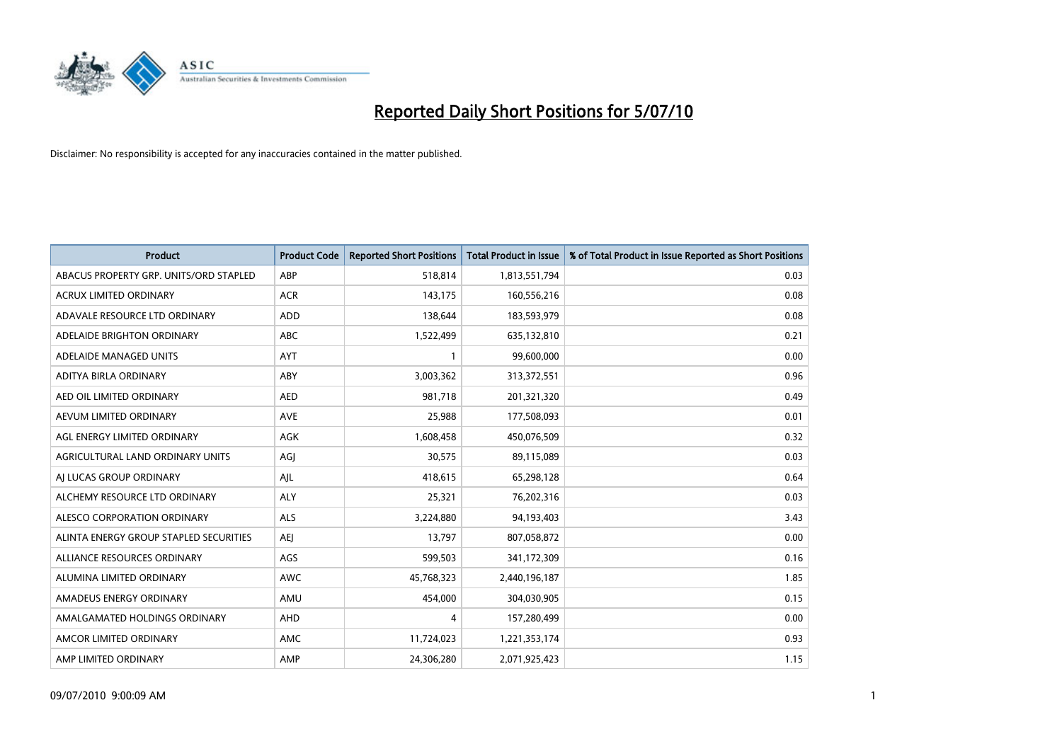# Reported Daily Short Positions for 5/07/10

Disclaimer: No responsibility is accepted for any inaccuracies contained in the matter published.

| Product | Product Code | Reported Short Positions | Total Product in Issue | % of Total Product in Issue Reported as Short Positions |
|---|---|---|---|---|
| ABACUS PROPERTY GRP. UNITS/ORD STAPLED | ABP | 518,814 | 1,813,551,794 | 0.03 |
| ACRUX LIMITED ORDINARY | ACR | 143,175 | 160,556,216 | 0.08 |
| ADAVALE RESOURCE LTD ORDINARY | ADD | 138,644 | 183,593,979 | 0.08 |
| ADELAIDE BRIGHTON ORDINARY | ABC | 1,522,499 | 635,132,810 | 0.21 |
| ADELAIDE MANAGED UNITS | AYT | 1 | 99,600,000 | 0.00 |
| ADITYA BIRLA ORDINARY | ABY | 3,003,362 | 313,372,551 | 0.96 |
| AED OIL LIMITED ORDINARY | AED | 981,718 | 201,321,320 | 0.49 |
| AEVUM LIMITED ORDINARY | AVE | 25,988 | 177,508,093 | 0.01 |
| AGL ENERGY LIMITED ORDINARY | AGK | 1,608,458 | 450,076,509 | 0.32 |
| AGRICULTURAL LAND ORDINARY UNITS | AGJ | 30,575 | 89,115,089 | 0.03 |
| AJ LUCAS GROUP ORDINARY | AJL | 418,615 | 65,298,128 | 0.64 |
| ALCHEMY RESOURCE LTD ORDINARY | ALY | 25,321 | 76,202,316 | 0.03 |
| ALESCO CORPORATION ORDINARY | ALS | 3,224,880 | 94,193,403 | 3.43 |
| ALINTA ENERGY GROUP STAPLED SECURITIES | AEJ | 13,797 | 807,058,872 | 0.00 |
| ALLIANCE RESOURCES ORDINARY | AGS | 599,503 | 341,172,309 | 0.16 |
| ALUMINA LIMITED ORDINARY | AWC | 45,768,323 | 2,440,196,187 | 1.85 |
| AMADEUS ENERGY ORDINARY | AMU | 454,000 | 304,030,905 | 0.15 |
| AMALGAMATED HOLDINGS ORDINARY | AHD | 4 | 157,280,499 | 0.00 |
| AMCOR LIMITED ORDINARY | AMC | 11,724,023 | 1,221,353,174 | 0.93 |
| AMP LIMITED ORDINARY | AMP | 24,306,280 | 2,071,925,423 | 1.15 |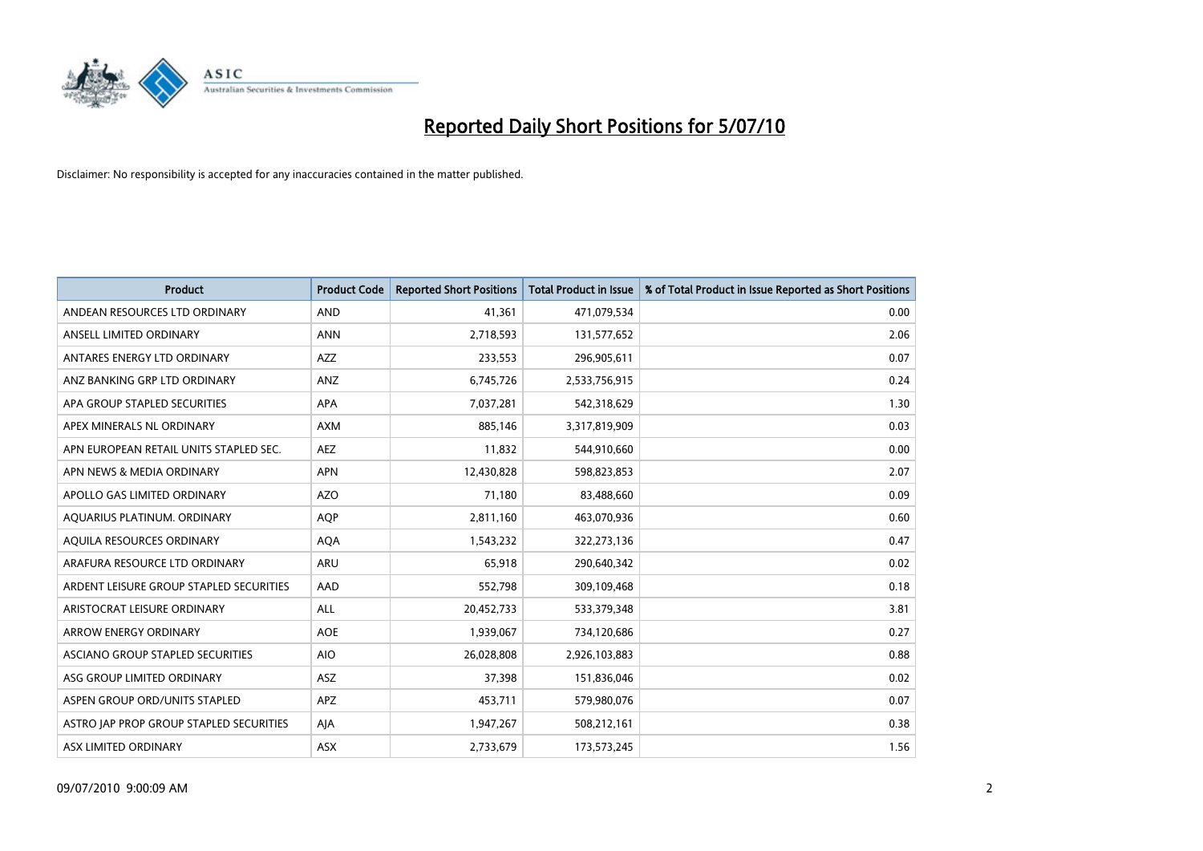# Reported Daily Short Positions for 5/07/10

Disclaimer: No responsibility is accepted for any inaccuracies contained in the matter published.

| Product | Product Code | Reported Short Positions | Total Product in Issue | % of Total Product in Issue Reported as Short Positions |
|---|---|---|---|---|
| ANDEAN RESOURCES LTD ORDINARY | AND | 41,361 | 471,079,534 | 0.00 |
| ANSELL LIMITED ORDINARY | ANN | 2,718,593 | 131,577,652 | 2.06 |
| ANTARES ENERGY LTD ORDINARY | AZZ | 233,553 | 296,905,611 | 0.07 |
| ANZ BANKING GRP LTD ORDINARY | ANZ | 6,745,726 | 2,533,756,915 | 0.24 |
| APA GROUP STAPLED SECURITIES | APA | 7,037,281 | 542,318,629 | 1.30 |
| APEX MINERALS NL ORDINARY | AXM | 885,146 | 3,317,819,909 | 0.03 |
| APN EUROPEAN RETAIL UNITS STAPLED SEC. | AEZ | 11,832 | 544,910,660 | 0.00 |
| APN NEWS & MEDIA ORDINARY | APN | 12,430,828 | 598,823,853 | 2.07 |
| APOLLO GAS LIMITED ORDINARY | AZO | 71,180 | 83,488,660 | 0.09 |
| AQUARIUS PLATINUM. ORDINARY | AQP | 2,811,160 | 463,070,936 | 0.60 |
| AQUILA RESOURCES ORDINARY | AQA | 1,543,232 | 322,273,136 | 0.47 |
| ARAFURA RESOURCE LTD ORDINARY | ARU | 65,918 | 290,640,342 | 0.02 |
| ARDENT LEISURE GROUP STAPLED SECURITIES | AAD | 552,798 | 309,109,468 | 0.18 |
| ARISTOCRAT LEISURE ORDINARY | ALL | 20,452,733 | 533,379,348 | 3.81 |
| ARROW ENERGY ORDINARY | AOE | 1,939,067 | 734,120,686 | 0.27 |
| ASCIANO GROUP STAPLED SECURITIES | AIO | 26,028,808 | 2,926,103,883 | 0.88 |
| ASG GROUP LIMITED ORDINARY | ASZ | 37,398 | 151,836,046 | 0.02 |
| ASPEN GROUP ORD/UNITS STAPLED | APZ | 453,711 | 579,980,076 | 0.07 |
| ASTRO JAP PROP GROUP STAPLED SECURITIES | AJA | 1,947,267 | 508,212,161 | 0.38 |
| ASX LIMITED ORDINARY | ASX | 2,733,679 | 173,573,245 | 1.56 |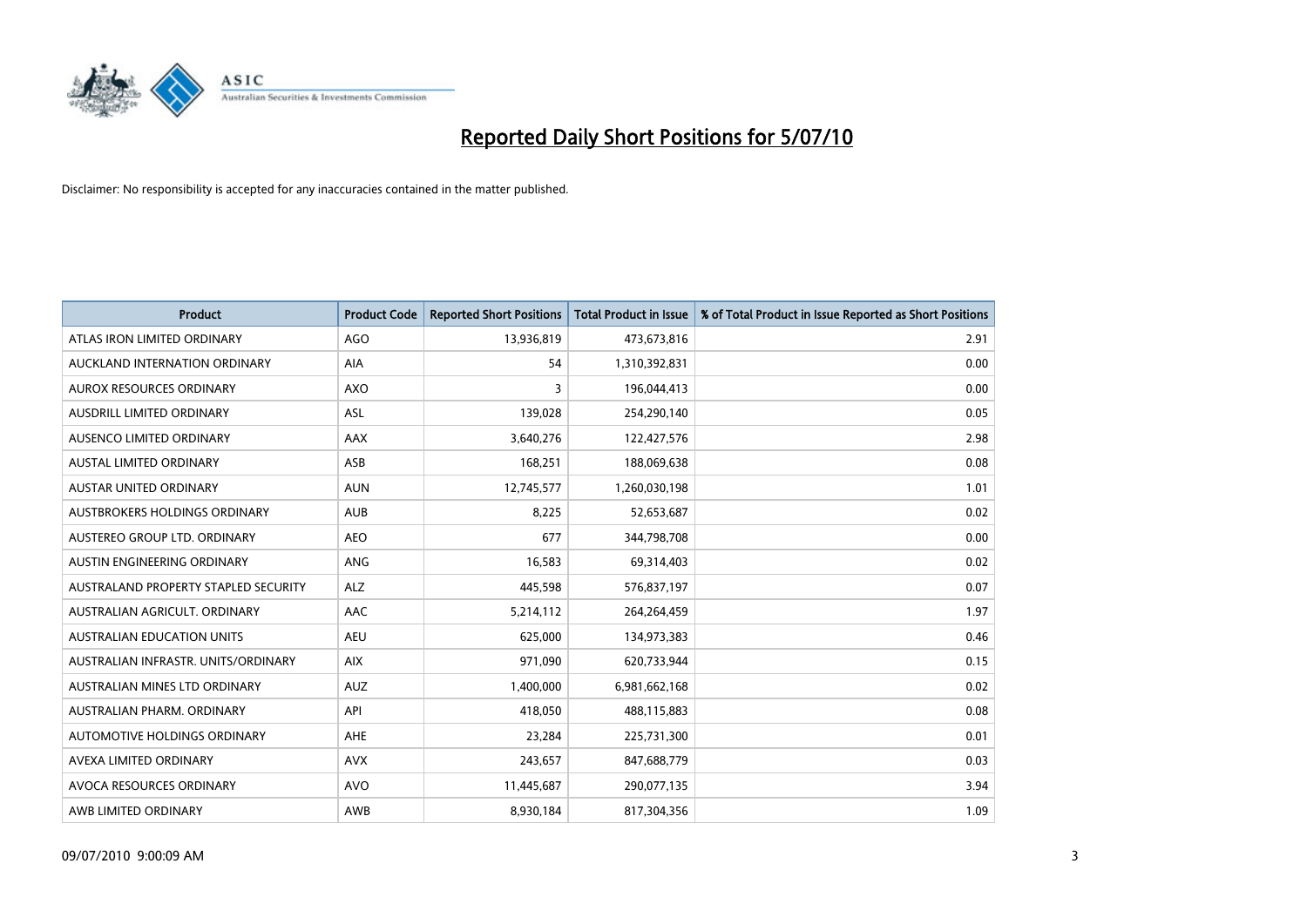# Reported Daily Short Positions for 5/07/10

Disclaimer: No responsibility is accepted for any inaccuracies contained in the matter published.

| Product | Product Code | Reported Short Positions | Total Product in Issue | % of Total Product in Issue Reported as Short Positions |
|---|---|---|---|---|
| ATLAS IRON LIMITED ORDINARY | AGO | 13,936,819 | 473,673,816 | 2.91 |
| AUCKLAND INTERNATION ORDINARY | AIA | 54 | 1,310,392,831 | 0.00 |
| AUROX RESOURCES ORDINARY | AXO | 3 | 196,044,413 | 0.00 |
| AUSDRILL LIMITED ORDINARY | ASL | 139,028 | 254,290,140 | 0.05 |
| AUSENCO LIMITED ORDINARY | AAX | 3,640,276 | 122,427,576 | 2.98 |
| AUSTAL LIMITED ORDINARY | ASB | 168,251 | 188,069,638 | 0.08 |
| AUSTAR UNITED ORDINARY | AUN | 12,745,577 | 1,260,030,198 | 1.01 |
| AUSTBROKERS HOLDINGS ORDINARY | AUB | 8,225 | 52,653,687 | 0.02 |
| AUSTEREO GROUP LTD. ORDINARY | AEO | 677 | 344,798,708 | 0.00 |
| AUSTIN ENGINEERING ORDINARY | ANG | 16,583 | 69,314,403 | 0.02 |
| AUSTRALAND PROPERTY STAPLED SECURITY | ALZ | 445,598 | 576,837,197 | 0.07 |
| AUSTRALIAN AGRICULT. ORDINARY | AAC | 5,214,112 | 264,264,459 | 1.97 |
| AUSTRALIAN EDUCATION UNITS | AEU | 625,000 | 134,973,383 | 0.46 |
| AUSTRALIAN INFRASTR. UNITS/ORDINARY | AIX | 971,090 | 620,733,944 | 0.15 |
| AUSTRALIAN MINES LTD ORDINARY | AUZ | 1,400,000 | 6,981,662,168 | 0.02 |
| AUSTRALIAN PHARM. ORDINARY | API | 418,050 | 488,115,883 | 0.08 |
| AUTOMOTIVE HOLDINGS ORDINARY | AHE | 23,284 | 225,731,300 | 0.01 |
| AVEXA LIMITED ORDINARY | AVX | 243,657 | 847,688,779 | 0.03 |
| AVOCA RESOURCES ORDINARY | AVO | 11,445,687 | 290,077,135 | 3.94 |
| AWB LIMITED ORDINARY | AWB | 8,930,184 | 817,304,356 | 1.09 |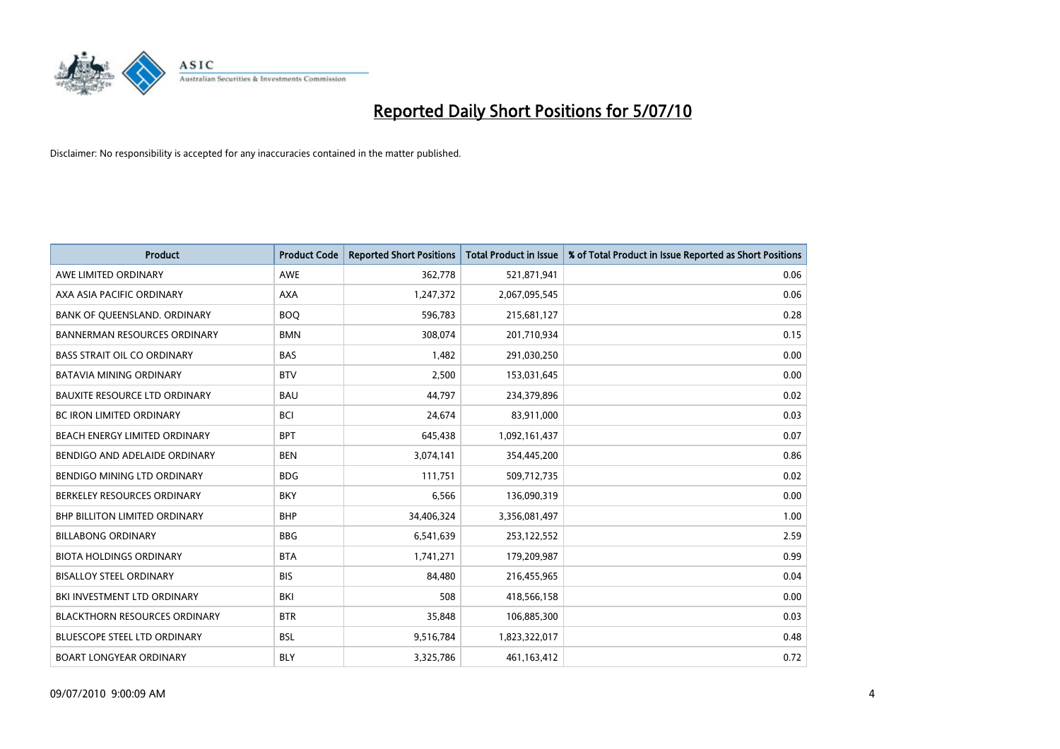# Reported Daily Short Positions for 5/07/10

Disclaimer: No responsibility is accepted for any inaccuracies contained in the matter published.

| Product | Product Code | Reported Short Positions | Total Product in Issue | % of Total Product in Issue Reported as Short Positions |
|---|---|---|---|---|
| AWE LIMITED ORDINARY | AWE | 362,778 | 521,871,941 | 0.06 |
| AXA ASIA PACIFIC ORDINARY | AXA | 1,247,372 | 2,067,095,545 | 0.06 |
| BANK OF QUEENSLAND. ORDINARY | BOQ | 596,783 | 215,681,127 | 0.28 |
| BANNERMAN RESOURCES ORDINARY | BMN | 308,074 | 201,710,934 | 0.15 |
| BASS STRAIT OIL CO ORDINARY | BAS | 1,482 | 291,030,250 | 0.00 |
| BATAVIA MINING ORDINARY | BTV | 2,500 | 153,031,645 | 0.00 |
| BAUXITE RESOURCE LTD ORDINARY | BAU | 44,797 | 234,379,896 | 0.02 |
| BC IRON LIMITED ORDINARY | BCI | 24,674 | 83,911,000 | 0.03 |
| BEACH ENERGY LIMITED ORDINARY | BPT | 645,438 | 1,092,161,437 | 0.07 |
| BENDIGO AND ADELAIDE ORDINARY | BEN | 3,074,141 | 354,445,200 | 0.86 |
| BENDIGO MINING LTD ORDINARY | BDG | 111,751 | 509,712,735 | 0.02 |
| BERKELEY RESOURCES ORDINARY | BKY | 6,566 | 136,090,319 | 0.00 |
| BHP BILLITON LIMITED ORDINARY | BHP | 34,406,324 | 3,356,081,497 | 1.00 |
| BILLABONG ORDINARY | BBG | 6,541,639 | 253,122,552 | 2.59 |
| BIOTA HOLDINGS ORDINARY | BTA | 1,741,271 | 179,209,987 | 0.99 |
| BISALLOY STEEL ORDINARY | BIS | 84,480 | 216,455,965 | 0.04 |
| BKI INVESTMENT LTD ORDINARY | BKI | 508 | 418,566,158 | 0.00 |
| BLACKTHORN RESOURCES ORDINARY | BTR | 35,848 | 106,885,300 | 0.03 |
| BLUESCOPE STEEL LTD ORDINARY | BSL | 9,516,784 | 1,823,322,017 | 0.48 |
| BOART LONGYEAR ORDINARY | BLY | 3,325,786 | 461,163,412 | 0.72 |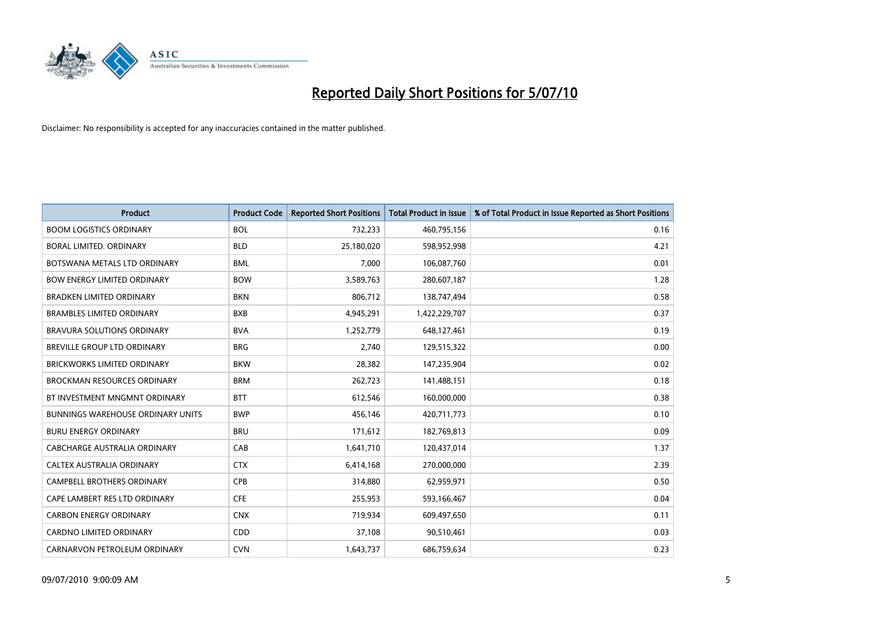# Reported Daily Short Positions for 5/07/10

Disclaimer: No responsibility is accepted for any inaccuracies contained in the matter published.

| Product | Product Code | Reported Short Positions | Total Product in Issue | % of Total Product in Issue Reported as Short Positions |
|---|---|---|---|---|
| BOOM LOGISTICS ORDINARY | BOL | 732,233 | 460,795,156 | 0.16 |
| BORAL LIMITED. ORDINARY | BLD | 25,180,020 | 598,952,998 | 4.21 |
| BOTSWANA METALS LTD ORDINARY | BML | 7,000 | 106,087,760 | 0.01 |
| BOW ENERGY LIMITED ORDINARY | BOW | 3,589,763 | 280,607,187 | 1.28 |
| BRADKEN LIMITED ORDINARY | BKN | 806,712 | 138,747,494 | 0.58 |
| BRAMBLES LIMITED ORDINARY | BXB | 4,945,291 | 1,422,229,707 | 0.37 |
| BRAVURA SOLUTIONS ORDINARY | BVA | 1,252,779 | 648,127,461 | 0.19 |
| BREVILLE GROUP LTD ORDINARY | BRG | 2,740 | 129,515,322 | 0.00 |
| BRICKWORKS LIMITED ORDINARY | BKW | 28,382 | 147,235,904 | 0.02 |
| BROCKMAN RESOURCES ORDINARY | BRM | 262,723 | 141,488,151 | 0.18 |
| BT INVESTMENT MNGMNT ORDINARY | BTT | 612,546 | 160,000,000 | 0.38 |
| BUNNINGS WAREHOUSE ORDINARY UNITS | BWP | 456,146 | 420,711,773 | 0.10 |
| BURU ENERGY ORDINARY | BRU | 171,612 | 182,769,813 | 0.09 |
| CABCHARGE AUSTRALIA ORDINARY | CAB | 1,641,710 | 120,437,014 | 1.37 |
| CALTEX AUSTRALIA ORDINARY | CTX | 6,414,168 | 270,000,000 | 2.39 |
| CAMPBELL BROTHERS ORDINARY | CPB | 314,880 | 62,959,971 | 0.50 |
| CAPE LAMBERT RES LTD ORDINARY | CFE | 255,953 | 593,166,467 | 0.04 |
| CARBON ENERGY ORDINARY | CNX | 719,934 | 609,497,650 | 0.11 |
| CARDNO LIMITED ORDINARY | CDD | 37,108 | 90,510,461 | 0.03 |
| CARNARVON PETROLEUM ORDINARY | CVN | 1,643,737 | 686,759,634 | 0.23 |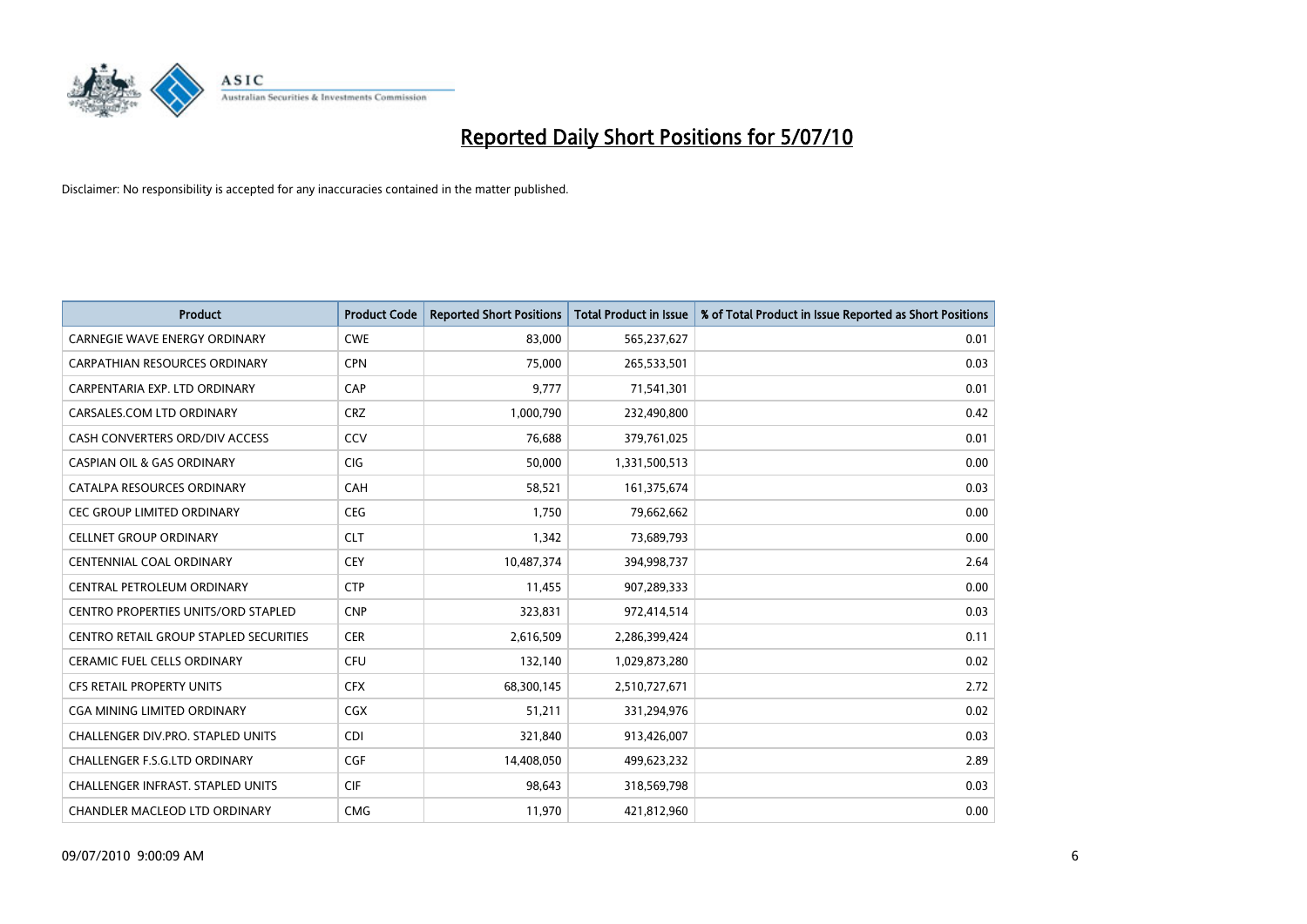# Reported Daily Short Positions for 5/07/10

Disclaimer: No responsibility is accepted for any inaccuracies contained in the matter published.

| Product | Product Code | Reported Short Positions | Total Product in Issue | % of Total Product in Issue Reported as Short Positions |
|---|---|---|---|---|
| CARNEGIE WAVE ENERGY ORDINARY | CWE | 83,000 | 565,237,627 | 0.01 |
| CARPATHIAN RESOURCES ORDINARY | CPN | 75,000 | 265,533,501 | 0.03 |
| CARPENTARIA EXP. LTD ORDINARY | CAP | 9,777 | 71,541,301 | 0.01 |
| CARSALES.COM LTD ORDINARY | CRZ | 1,000,790 | 232,490,800 | 0.42 |
| CASH CONVERTERS ORD/DIV ACCESS | CCV | 76,688 | 379,761,025 | 0.01 |
| CASPIAN OIL & GAS ORDINARY | CIG | 50,000 | 1,331,500,513 | 0.00 |
| CATALPA RESOURCES ORDINARY | CAH | 58,521 | 161,375,674 | 0.03 |
| CEC GROUP LIMITED ORDINARY | CEG | 1,750 | 79,662,662 | 0.00 |
| CELLNET GROUP ORDINARY | CLT | 1,342 | 73,689,793 | 0.00 |
| CENTENNIAL COAL ORDINARY | CEY | 10,487,374 | 394,998,737 | 2.64 |
| CENTRAL PETROLEUM ORDINARY | CTP | 11,455 | 907,289,333 | 0.00 |
| CENTRO PROPERTIES UNITS/ORD STAPLED | CNP | 323,831 | 972,414,514 | 0.03 |
| CENTRO RETAIL GROUP STAPLED SECURITIES | CER | 2,616,509 | 2,286,399,424 | 0.11 |
| CERAMIC FUEL CELLS ORDINARY | CFU | 132,140 | 1,029,873,280 | 0.02 |
| CFS RETAIL PROPERTY UNITS | CFX | 68,300,145 | 2,510,727,671 | 2.72 |
| CGA MINING LIMITED ORDINARY | CGX | 51,211 | 331,294,976 | 0.02 |
| CHALLENGER DIV.PRO. STAPLED UNITS | CDI | 321,840 | 913,426,007 | 0.03 |
| CHALLENGER F.S.G.LTD ORDINARY | CGF | 14,408,050 | 499,623,232 | 2.89 |
| CHALLENGER INFRAST. STAPLED UNITS | CIF | 98,643 | 318,569,798 | 0.03 |
| CHANDLER MACLEOD LTD ORDINARY | CMG | 11,970 | 421,812,960 | 0.00 |

09/07/2010 9:00:09 AM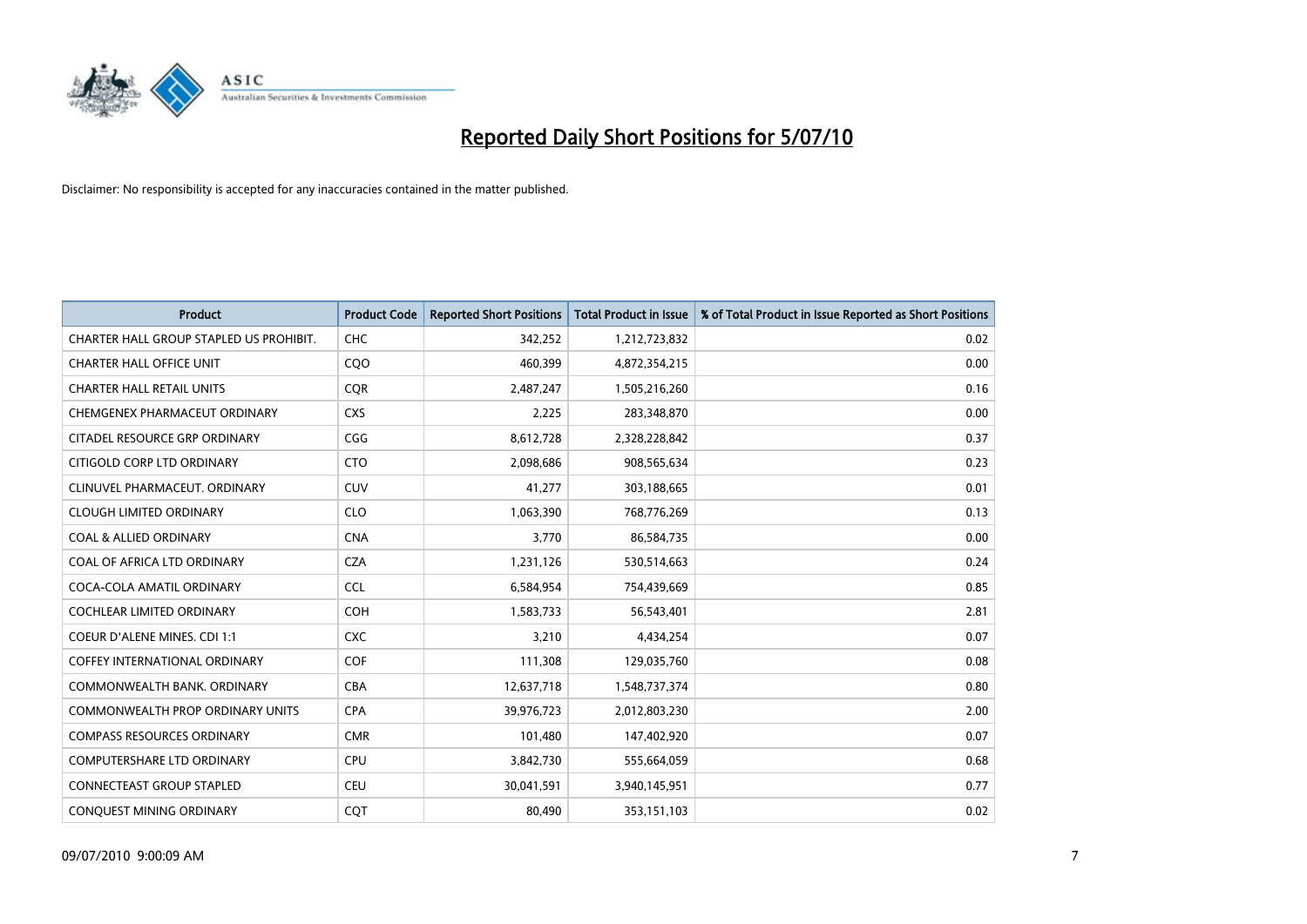# Reported Daily Short Positions for 5/07/10

Disclaimer: No responsibility is accepted for any inaccuracies contained in the matter published.

| Product | Product Code | Reported Short Positions | Total Product in Issue | % of Total Product in Issue Reported as Short Positions |
|---|---|---|---|---|
| CHARTER HALL GROUP STAPLED US PROHIBIT. | CHC | 342,252 | 1,212,723,832 | 0.02 |
| CHARTER HALL OFFICE UNIT | CQO | 460,399 | 4,872,354,215 | 0.00 |
| CHARTER HALL RETAIL UNITS | CQR | 2,487,247 | 1,505,216,260 | 0.16 |
| CHEMGENEX PHARMACEUT ORDINARY | CXS | 2,225 | 283,348,870 | 0.00 |
| CITADEL RESOURCE GRP ORDINARY | CGG | 8,612,728 | 2,328,228,842 | 0.37 |
| CITIGOLD CORP LTD ORDINARY | CTO | 2,098,686 | 908,565,634 | 0.23 |
| CLINUVEL PHARMACEUT. ORDINARY | CUV | 41,277 | 303,188,665 | 0.01 |
| CLOUGH LIMITED ORDINARY | CLO | 1,063,390 | 768,776,269 | 0.13 |
| COAL & ALLIED ORDINARY | CNA | 3,770 | 86,584,735 | 0.00 |
| COAL OF AFRICA LTD ORDINARY | CZA | 1,231,126 | 530,514,663 | 0.24 |
| COCA-COLA AMATIL ORDINARY | CCL | 6,584,954 | 754,439,669 | 0.85 |
| COCHLEAR LIMITED ORDINARY | COH | 1,583,733 | 56,543,401 | 2.81 |
| COEUR D'ALENE MINES. CDI 1:1 | CXC | 3,210 | 4,434,254 | 0.07 |
| COFFEY INTERNATIONAL ORDINARY | COF | 111,308 | 129,035,760 | 0.08 |
| COMMONWEALTH BANK. ORDINARY | CBA | 12,637,718 | 1,548,737,374 | 0.80 |
| COMMONWEALTH PROP ORDINARY UNITS | CPA | 39,976,723 | 2,012,803,230 | 2.00 |
| COMPASS RESOURCES ORDINARY | CMR | 101,480 | 147,402,920 | 0.07 |
| COMPUTERSHARE LTD ORDINARY | CPU | 3,842,730 | 555,664,059 | 0.68 |
| CONNECTEAST GROUP STAPLED | CEU | 30,041,591 | 3,940,145,951 | 0.77 |
| CONQUEST MINING ORDINARY | CQT | 80,490 | 353,151,103 | 0.02 |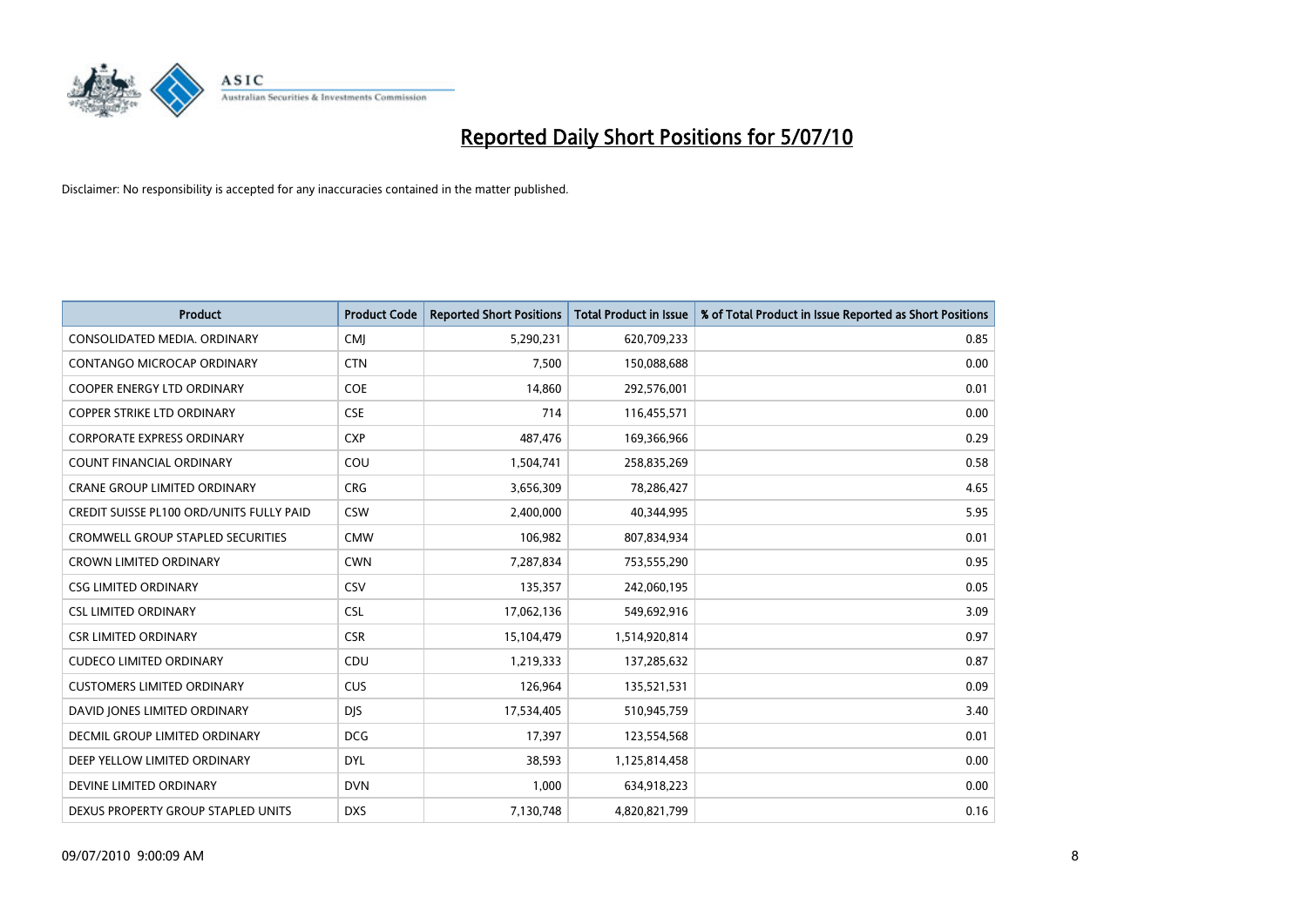# Reported Daily Short Positions for 5/07/10

Disclaimer: No responsibility is accepted for any inaccuracies contained in the matter published.

| Product | Product Code | Reported Short Positions | Total Product in Issue | % of Total Product in Issue Reported as Short Positions |
|---|---|---|---|---|
| CONSOLIDATED MEDIA. ORDINARY | CMJ | 5,290,231 | 620,709,233 | 0.85 |
| CONTANGO MICROCAP ORDINARY | CTN | 7,500 | 150,088,688 | 0.00 |
| COOPER ENERGY LTD ORDINARY | COE | 14,860 | 292,576,001 | 0.01 |
| COPPER STRIKE LTD ORDINARY | CSE | 714 | 116,455,571 | 0.00 |
| CORPORATE EXPRESS ORDINARY | CXP | 487,476 | 169,366,966 | 0.29 |
| COUNT FINANCIAL ORDINARY | COU | 1,504,741 | 258,835,269 | 0.58 |
| CRANE GROUP LIMITED ORDINARY | CRG | 3,656,309 | 78,286,427 | 4.65 |
| CREDIT SUISSE PL100 ORD/UNITS FULLY PAID | CSW | 2,400,000 | 40,344,995 | 5.95 |
| CROMWELL GROUP STAPLED SECURITIES | CMW | 106,982 | 807,834,934 | 0.01 |
| CROWN LIMITED ORDINARY | CWN | 7,287,834 | 753,555,290 | 0.95 |
| CSG LIMITED ORDINARY | CSV | 135,357 | 242,060,195 | 0.05 |
| CSL LIMITED ORDINARY | CSL | 17,062,136 | 549,692,916 | 3.09 |
| CSR LIMITED ORDINARY | CSR | 15,104,479 | 1,514,920,814 | 0.97 |
| CUDECO LIMITED ORDINARY | CDU | 1,219,333 | 137,285,632 | 0.87 |
| CUSTOMERS LIMITED ORDINARY | CUS | 126,964 | 135,521,531 | 0.09 |
| DAVID JONES LIMITED ORDINARY | DJS | 17,534,405 | 510,945,759 | 3.40 |
| DECMIL GROUP LIMITED ORDINARY | DCG | 17,397 | 123,554,568 | 0.01 |
| DEEP YELLOW LIMITED ORDINARY | DYL | 38,593 | 1,125,814,458 | 0.00 |
| DEVINE LIMITED ORDINARY | DVN | 1,000 | 634,918,223 | 0.00 |
| DEXUS PROPERTY GROUP STAPLED UNITS | DXS | 7,130,748 | 4,820,821,799 | 0.16 |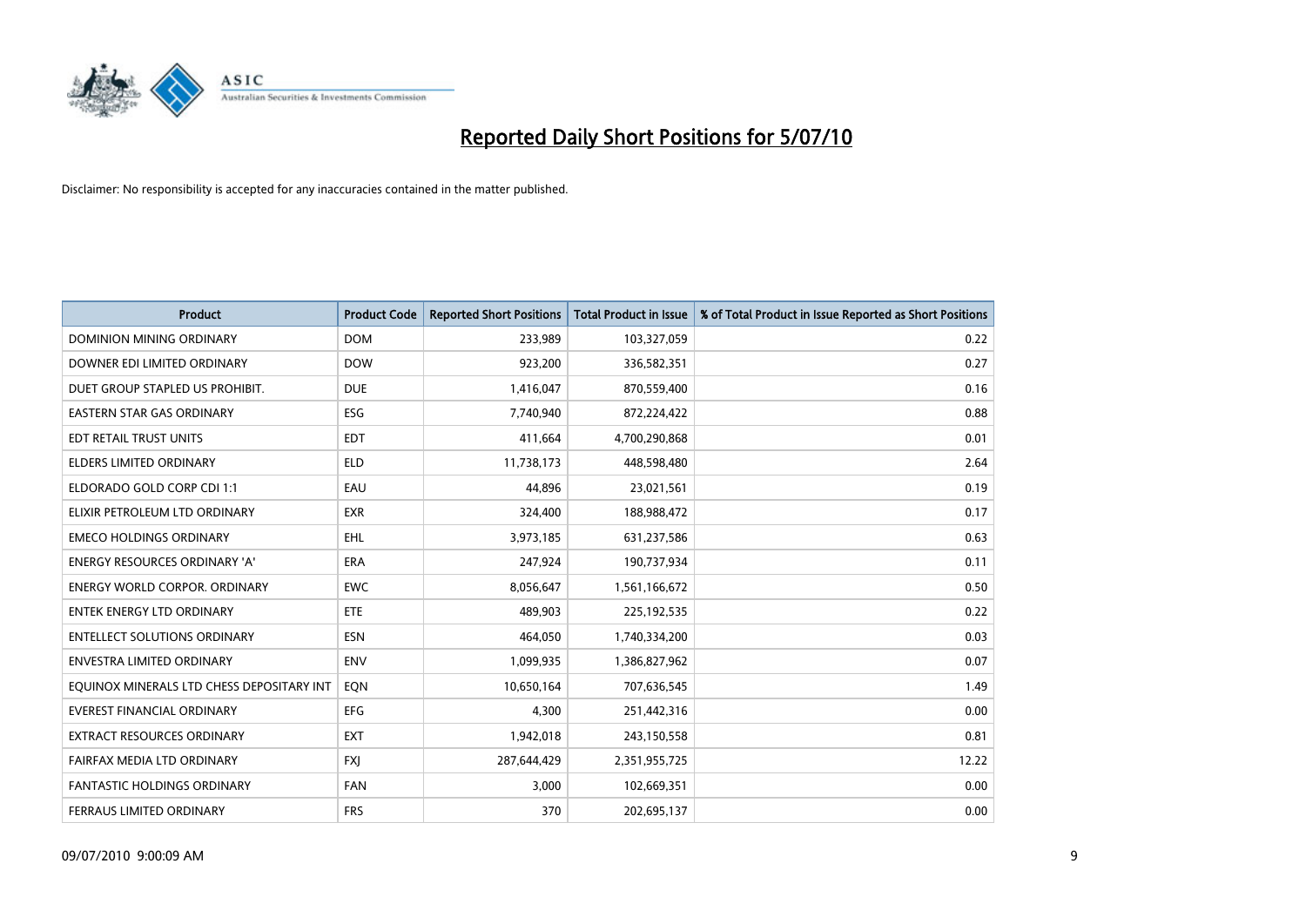# Reported Daily Short Positions for 5/07/10

Disclaimer: No responsibility is accepted for any inaccuracies contained in the matter published.

| Product | Product Code | Reported Short Positions | Total Product in Issue | % of Total Product in Issue Reported as Short Positions |
|---|---|---|---|---|
| DOMINION MINING ORDINARY | DOM | 233,989 | 103,327,059 | 0.22 |
| DOWNER EDI LIMITED ORDINARY | DOW | 923,200 | 336,582,351 | 0.27 |
| DUET GROUP STAPLED US PROHIBIT. | DUE | 1,416,047 | 870,559,400 | 0.16 |
| EASTERN STAR GAS ORDINARY | ESG | 7,740,940 | 872,224,422 | 0.88 |
| EDT RETAIL TRUST UNITS | EDT | 411,664 | 4,700,290,868 | 0.01 |
| ELDERS LIMITED ORDINARY | ELD | 11,738,173 | 448,598,480 | 2.64 |
| ELDORADO GOLD CORP CDI 1:1 | EAU | 44,896 | 23,021,561 | 0.19 |
| ELIXIR PETROLEUM LTD ORDINARY | EXR | 324,400 | 188,988,472 | 0.17 |
| EMECO HOLDINGS ORDINARY | EHL | 3,973,185 | 631,237,586 | 0.63 |
| ENERGY RESOURCES ORDINARY 'A' | ERA | 247,924 | 190,737,934 | 0.11 |
| ENERGY WORLD CORPOR. ORDINARY | EWC | 8,056,647 | 1,561,166,672 | 0.50 |
| ENTEK ENERGY LTD ORDINARY | ETE | 489,903 | 225,192,535 | 0.22 |
| ENTELLECT SOLUTIONS ORDINARY | ESN | 464,050 | 1,740,334,200 | 0.03 |
| ENVESTRA LIMITED ORDINARY | ENV | 1,099,935 | 1,386,827,962 | 0.07 |
| EQUINOX MINERALS LTD CHESS DEPOSITARY INT | EQN | 10,650,164 | 707,636,545 | 1.49 |
| EVEREST FINANCIAL ORDINARY | EFG | 4,300 | 251,442,316 | 0.00 |
| EXTRACT RESOURCES ORDINARY | EXT | 1,942,018 | 243,150,558 | 0.81 |
| FAIRFAX MEDIA LTD ORDINARY | FXJ | 287,644,429 | 2,351,955,725 | 12.22 |
| FANTASTIC HOLDINGS ORDINARY | FAN | 3,000 | 102,669,351 | 0.00 |
| FERRAUS LIMITED ORDINARY | FRS | 370 | 202,695,137 | 0.00 |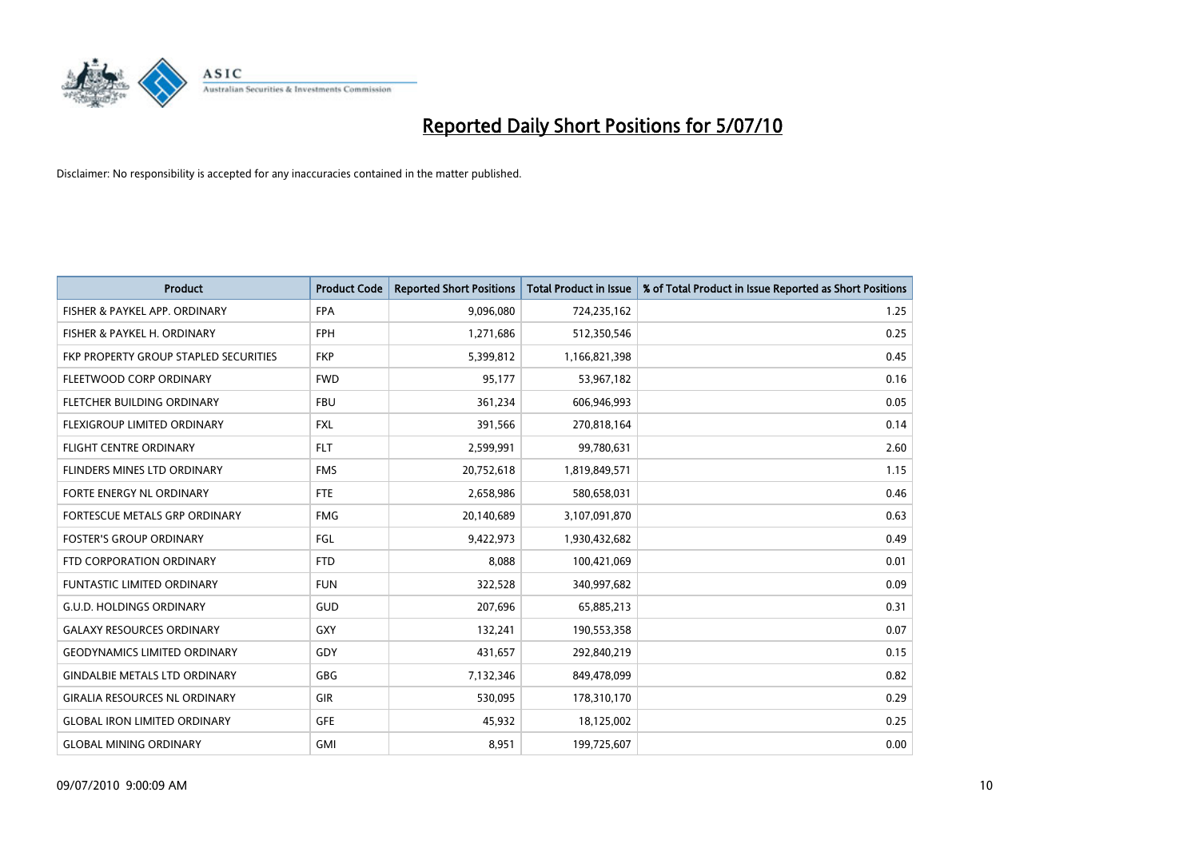# Reported Daily Short Positions for 5/07/10

Disclaimer: No responsibility is accepted for any inaccuracies contained in the matter published.

| Product | Product Code | Reported Short Positions | Total Product in Issue | % of Total Product in Issue Reported as Short Positions |
|---|---|---|---|---|
| FISHER & PAYKEL APP. ORDINARY | FPA | 9,096,080 | 724,235,162 | 1.25 |
| FISHER & PAYKEL H. ORDINARY | FPH | 1,271,686 | 512,350,546 | 0.25 |
| FKP PROPERTY GROUP STAPLED SECURITIES | FKP | 5,399,812 | 1,166,821,398 | 0.45 |
| FLEETWOOD CORP ORDINARY | FWD | 95,177 | 53,967,182 | 0.16 |
| FLETCHER BUILDING ORDINARY | FBU | 361,234 | 606,946,993 | 0.05 |
| FLEXIGROUP LIMITED ORDINARY | FXL | 391,566 | 270,818,164 | 0.14 |
| FLIGHT CENTRE ORDINARY | FLT | 2,599,991 | 99,780,631 | 2.60 |
| FLINDERS MINES LTD ORDINARY | FMS | 20,752,618 | 1,819,849,571 | 1.15 |
| FORTE ENERGY NL ORDINARY | FTE | 2,658,986 | 580,658,031 | 0.46 |
| FORTESCUE METALS GRP ORDINARY | FMG | 20,140,689 | 3,107,091,870 | 0.63 |
| FOSTER'S GROUP ORDINARY | FGL | 9,422,973 | 1,930,432,682 | 0.49 |
| FTD CORPORATION ORDINARY | FTD | 8,088 | 100,421,069 | 0.01 |
| FUNTASTIC LIMITED ORDINARY | FUN | 322,528 | 340,997,682 | 0.09 |
| G.U.D. HOLDINGS ORDINARY | GUD | 207,696 | 65,885,213 | 0.31 |
| GALAXY RESOURCES ORDINARY | GXY | 132,241 | 190,553,358 | 0.07 |
| GEODYNAMICS LIMITED ORDINARY | GDY | 431,657 | 292,840,219 | 0.15 |
| GINDALBIE METALS LTD ORDINARY | GBG | 7,132,346 | 849,478,099 | 0.82 |
| GIRALIA RESOURCES NL ORDINARY | GIR | 530,095 | 178,310,170 | 0.29 |
| GLOBAL IRON LIMITED ORDINARY | GFE | 45,932 | 18,125,002 | 0.25 |
| GLOBAL MINING ORDINARY | GMI | 8,951 | 199,725,607 | 0.00 |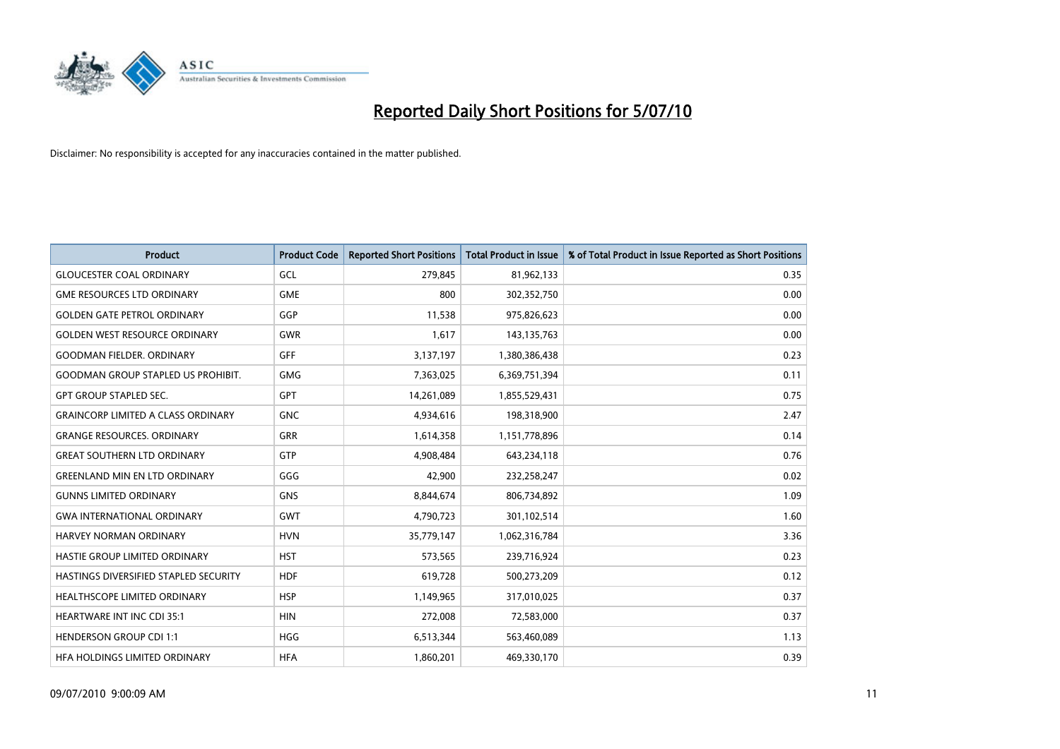# Reported Daily Short Positions for 5/07/10

Disclaimer: No responsibility is accepted for any inaccuracies contained in the matter published.

| Product | Product Code | Reported Short Positions | Total Product in Issue | % of Total Product in Issue Reported as Short Positions |
|---|---|---|---|---|
| GLOUCESTER COAL ORDINARY | GCL | 279,845 | 81,962,133 | 0.35 |
| GME RESOURCES LTD ORDINARY | GME | 800 | 302,352,750 | 0.00 |
| GOLDEN GATE PETROL ORDINARY | GGP | 11,538 | 975,826,623 | 0.00 |
| GOLDEN WEST RESOURCE ORDINARY | GWR | 1,617 | 143,135,763 | 0.00 |
| GOODMAN FIELDER. ORDINARY | GFF | 3,137,197 | 1,380,386,438 | 0.23 |
| GOODMAN GROUP STAPLED US PROHIBIT. | GMG | 7,363,025 | 6,369,751,394 | 0.11 |
| GPT GROUP STAPLED SEC. | GPT | 14,261,089 | 1,855,529,431 | 0.75 |
| GRAINCORP LIMITED A CLASS ORDINARY | GNC | 4,934,616 | 198,318,900 | 2.47 |
| GRANGE RESOURCES. ORDINARY | GRR | 1,614,358 | 1,151,778,896 | 0.14 |
| GREAT SOUTHERN LTD ORDINARY | GTP | 4,908,484 | 643,234,118 | 0.76 |
| GREENLAND MIN EN LTD ORDINARY | GGG | 42,900 | 232,258,247 | 0.02 |
| GUNNS LIMITED ORDINARY | GNS | 8,844,674 | 806,734,892 | 1.09 |
| GWA INTERNATIONAL ORDINARY | GWT | 4,790,723 | 301,102,514 | 1.60 |
| HARVEY NORMAN ORDINARY | HVN | 35,779,147 | 1,062,316,784 | 3.36 |
| HASTIE GROUP LIMITED ORDINARY | HST | 573,565 | 239,716,924 | 0.23 |
| HASTINGS DIVERSIFIED STAPLED SECURITY | HDF | 619,728 | 500,273,209 | 0.12 |
| HEALTHSCOPE LIMITED ORDINARY | HSP | 1,149,965 | 317,010,025 | 0.37 |
| HEARTWARE INT INC CDI 35:1 | HIN | 272,008 | 72,583,000 | 0.37 |
| HENDERSON GROUP CDI 1:1 | HGG | 6,513,344 | 563,460,089 | 1.13 |
| HFA HOLDINGS LIMITED ORDINARY | HFA | 1,860,201 | 469,330,170 | 0.39 |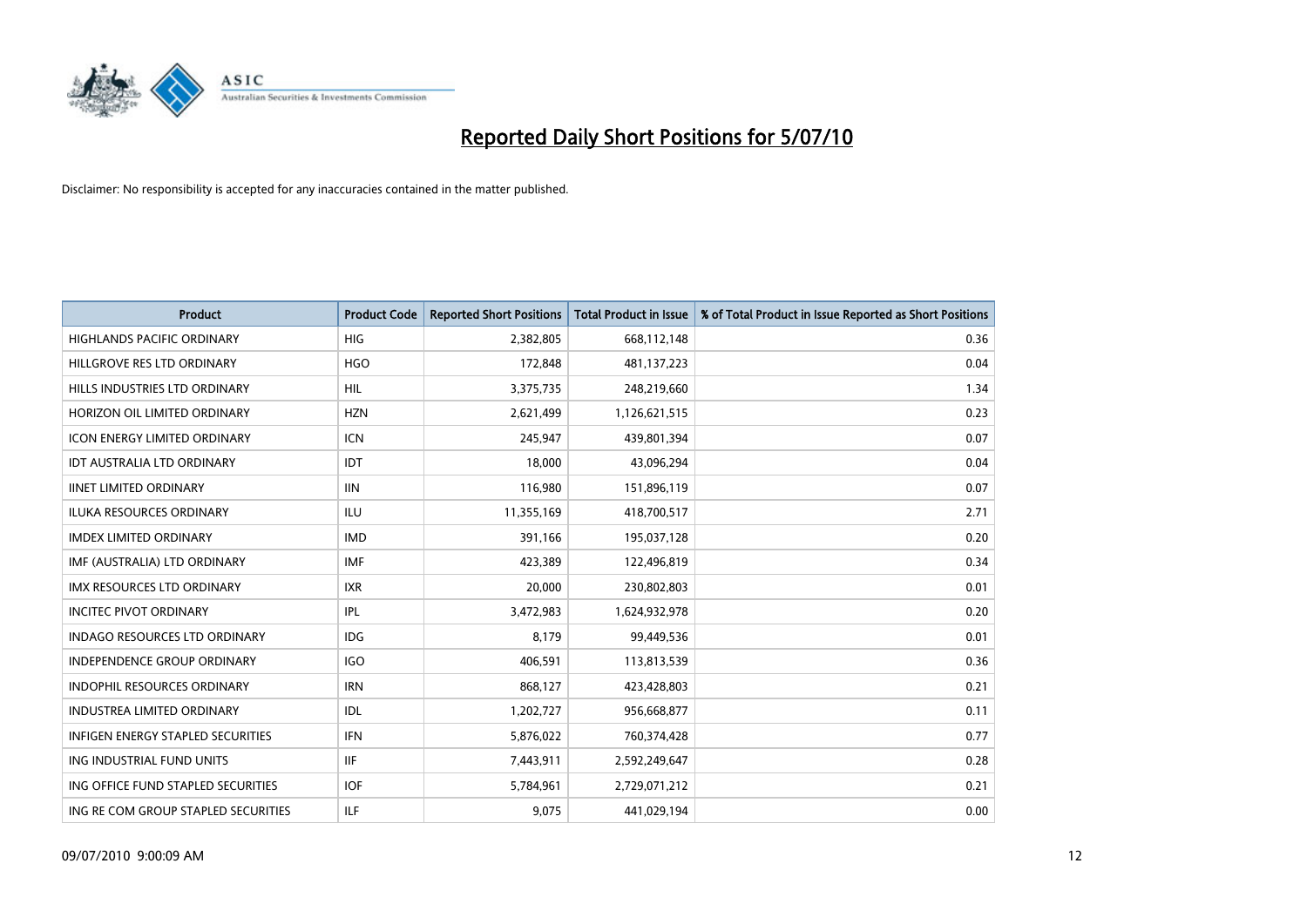# Reported Daily Short Positions for 5/07/10

Disclaimer: No responsibility is accepted for any inaccuracies contained in the matter published.

| Product | Product Code | Reported Short Positions | Total Product in Issue | % of Total Product in Issue Reported as Short Positions |
|---|---|---|---|---|
| HIGHLANDS PACIFIC ORDINARY | HIG | 2,382,805 | 668,112,148 | 0.36 |
| HILLGROVE RES LTD ORDINARY | HGO | 172,848 | 481,137,223 | 0.04 |
| HILLS INDUSTRIES LTD ORDINARY | HIL | 3,375,735 | 248,219,660 | 1.34 |
| HORIZON OIL LIMITED ORDINARY | HZN | 2,621,499 | 1,126,621,515 | 0.23 |
| ICON ENERGY LIMITED ORDINARY | ICN | 245,947 | 439,801,394 | 0.07 |
| IDT AUSTRALIA LTD ORDINARY | IDT | 18,000 | 43,096,294 | 0.04 |
| IINET LIMITED ORDINARY | IIN | 116,980 | 151,896,119 | 0.07 |
| ILUKA RESOURCES ORDINARY | ILU | 11,355,169 | 418,700,517 | 2.71 |
| IMDEX LIMITED ORDINARY | IMD | 391,166 | 195,037,128 | 0.20 |
| IMF (AUSTRALIA) LTD ORDINARY | IMF | 423,389 | 122,496,819 | 0.34 |
| IMX RESOURCES LTD ORDINARY | IXR | 20,000 | 230,802,803 | 0.01 |
| INCITEC PIVOT ORDINARY | IPL | 3,472,983 | 1,624,932,978 | 0.20 |
| INDAGO RESOURCES LTD ORDINARY | IDG | 8,179 | 99,449,536 | 0.01 |
| INDEPENDENCE GROUP ORDINARY | IGO | 406,591 | 113,813,539 | 0.36 |
| INDOPHIL RESOURCES ORDINARY | IRN | 868,127 | 423,428,803 | 0.21 |
| INDUSTREA LIMITED ORDINARY | IDL | 1,202,727 | 956,668,877 | 0.11 |
| INFIGEN ENERGY STAPLED SECURITIES | IFN | 5,876,022 | 760,374,428 | 0.77 |
| ING INDUSTRIAL FUND UNITS | IIF | 7,443,911 | 2,592,249,647 | 0.28 |
| ING OFFICE FUND STAPLED SECURITIES | IOF | 5,784,961 | 2,729,071,212 | 0.21 |
| ING RE COM GROUP STAPLED SECURITIES | ILF | 9,075 | 441,029,194 | 0.00 |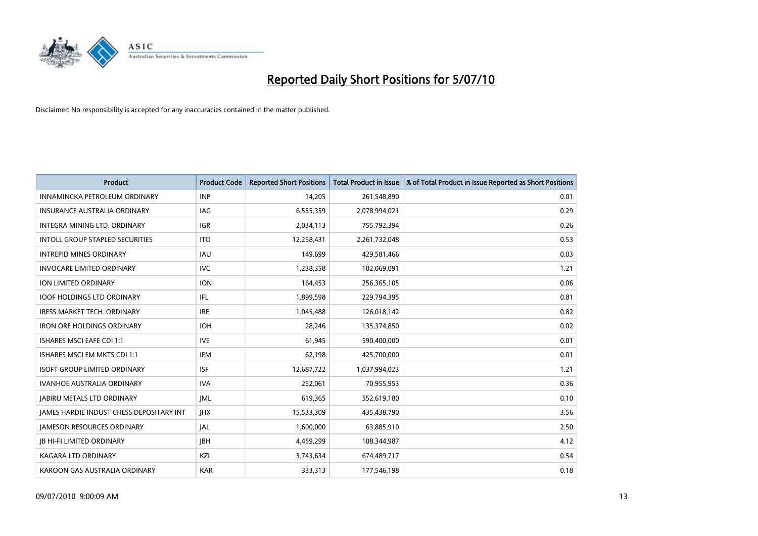# Reported Daily Short Positions for 5/07/10

Disclaimer: No responsibility is accepted for any inaccuracies contained in the matter published.

| Product | Product Code | Reported Short Positions | Total Product in Issue | % of Total Product in Issue Reported as Short Positions |
| --- | --- | --- | --- | --- |
| INNAMINCKA PETROLEUM ORDINARY | INP | 14,205 | 261,548,890 | 0.01 |
| INSURANCE AUSTRALIA ORDINARY | IAG | 6,555,359 | 2,078,994,021 | 0.29 |
| INTEGRA MINING LTD. ORDINARY | IGR | 2,034,113 | 755,792,394 | 0.26 |
| INTOLL GROUP STAPLED SECURITIES | ITO | 12,258,431 | 2,261,732,048 | 0.53 |
| INTREPID MINES ORDINARY | IAU | 149,699 | 429,581,466 | 0.03 |
| INVOCARE LIMITED ORDINARY | IVC | 1,238,358 | 102,069,091 | 1.21 |
| ION LIMITED ORDINARY | ION | 164,453 | 256,365,105 | 0.06 |
| IOOF HOLDINGS LTD ORDINARY | IFL | 1,899,598 | 229,794,395 | 0.81 |
| IRESS MARKET TECH. ORDINARY | IRE | 1,045,488 | 126,018,142 | 0.82 |
| IRON ORE HOLDINGS ORDINARY | IOH | 28,246 | 135,374,850 | 0.02 |
| ISHARES MSCI EAFE CDI 1:1 | IVE | 61,945 | 590,400,000 | 0.01 |
| ISHARES MSCI EM MKTS CDI 1:1 | IEM | 62,198 | 425,700,000 | 0.01 |
| ISOFT GROUP LIMITED ORDINARY | ISF | 12,687,722 | 1,037,994,023 | 1.21 |
| IVANHOE AUSTRALIA ORDINARY | IVA | 252,061 | 70,955,953 | 0.36 |
| JABIRU METALS LTD ORDINARY | JML | 619,365 | 552,619,180 | 0.10 |
| JAMES HARDIE INDUST CHESS DEPOSITARY INT | JHX | 15,533,309 | 435,438,790 | 3.56 |
| JAMESON RESOURCES ORDINARY | JAL | 1,600,000 | 63,885,910 | 2.50 |
| JB HI-FI LIMITED ORDINARY | JBH | 4,459,299 | 108,344,987 | 4.12 |
| KAGARA LTD ORDINARY | KZL | 3,743,634 | 674,489,717 | 0.54 |
| KAROON GAS AUSTRALIA ORDINARY | KAR | 333,313 | 177,546,198 | 0.18 |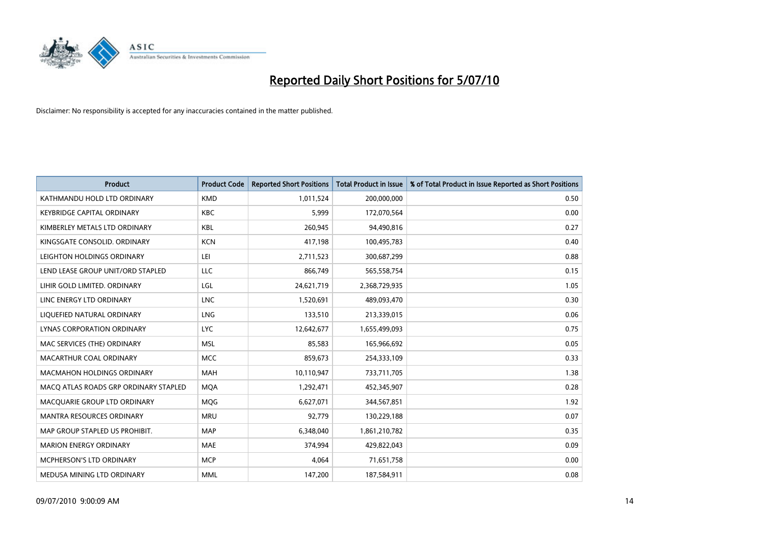# Reported Daily Short Positions for 5/07/10

Disclaimer: No responsibility is accepted for any inaccuracies contained in the matter published.

| Product | Product Code | Reported Short Positions | Total Product in Issue | % of Total Product in Issue Reported as Short Positions |
|---|---|---|---|---|
| KATHMANDU HOLD LTD ORDINARY | KMD | 1,011,524 | 200,000,000 | 0.50 |
| KEYBRIDGE CAPITAL ORDINARY | KBC | 5,999 | 172,070,564 | 0.00 |
| KIMBERLEY METALS LTD ORDINARY | KBL | 260,945 | 94,490,816 | 0.27 |
| KINGSGATE CONSOLID. ORDINARY | KCN | 417,198 | 100,495,783 | 0.40 |
| LEIGHTON HOLDINGS ORDINARY | LEI | 2,711,523 | 300,687,299 | 0.88 |
| LEND LEASE GROUP UNIT/ORD STAPLED | LLC | 866,749 | 565,558,754 | 0.15 |
| LIHIR GOLD LIMITED. ORDINARY | LGL | 24,621,719 | 2,368,729,935 | 1.05 |
| LINC ENERGY LTD ORDINARY | LNC | 1,520,691 | 489,093,470 | 0.30 |
| LIQUEFIED NATURAL ORDINARY | LNG | 133,510 | 213,339,015 | 0.06 |
| LYNAS CORPORATION ORDINARY | LYC | 12,642,677 | 1,655,499,093 | 0.75 |
| MAC SERVICES (THE) ORDINARY | MSL | 85,583 | 165,966,692 | 0.05 |
| MACARTHUR COAL ORDINARY | MCC | 859,673 | 254,333,109 | 0.33 |
| MACMAHON HOLDINGS ORDINARY | MAH | 10,110,947 | 733,711,705 | 1.38 |
| MACQ ATLAS ROADS GRP ORDINARY STAPLED | MQA | 1,292,471 | 452,345,907 | 0.28 |
| MACQUARIE GROUP LTD ORDINARY | MQG | 6,627,071 | 344,567,851 | 1.92 |
| MANTRA RESOURCES ORDINARY | MRU | 92,779 | 130,229,188 | 0.07 |
| MAP GROUP STAPLED US PROHIBIT. | MAP | 6,348,040 | 1,861,210,782 | 0.35 |
| MARION ENERGY ORDINARY | MAE | 374,994 | 429,822,043 | 0.09 |
| MCPHERSON'S LTD ORDINARY | MCP | 4,064 | 71,651,758 | 0.00 |
| MEDUSA MINING LTD ORDINARY | MML | 147,200 | 187,584,911 | 0.08 |

09/07/2010 9:00:09 AM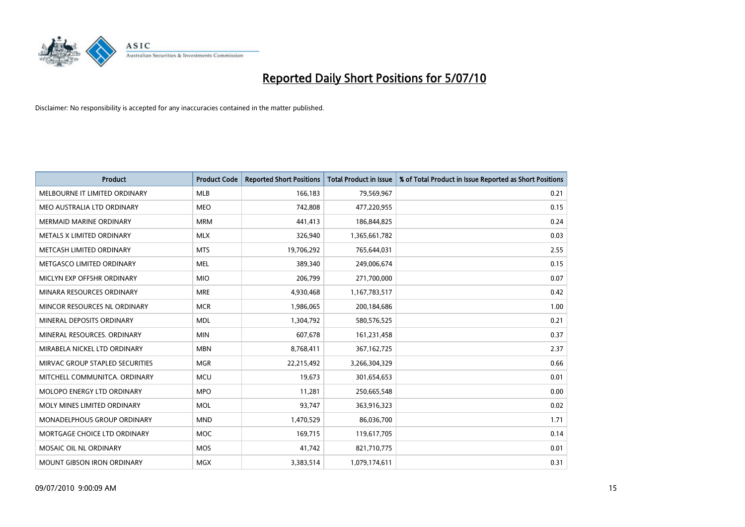# Reported Daily Short Positions for 5/07/10

Disclaimer: No responsibility is accepted for any inaccuracies contained in the matter published.

| Product | Product Code | Reported Short Positions | Total Product in Issue | % of Total Product in Issue Reported as Short Positions |
|---|---|---|---|---|
| MELBOURNE IT LIMITED ORDINARY | MLB | 166,183 | 79,569,967 | 0.21 |
| MEO AUSTRALIA LTD ORDINARY | MEO | 742,808 | 477,220,955 | 0.15 |
| MERMAID MARINE ORDINARY | MRM | 441,413 | 186,844,825 | 0.24 |
| METALS X LIMITED ORDINARY | MLX | 326,940 | 1,365,661,782 | 0.03 |
| METCASH LIMITED ORDINARY | MTS | 19,706,292 | 765,644,031 | 2.55 |
| METGASCO LIMITED ORDINARY | MEL | 389,340 | 249,006,674 | 0.15 |
| MICLYN EXP OFFSHR ORDINARY | MIO | 206,799 | 271,700,000 | 0.07 |
| MINARA RESOURCES ORDINARY | MRE | 4,930,468 | 1,167,783,517 | 0.42 |
| MINCOR RESOURCES NL ORDINARY | MCR | 1,986,065 | 200,184,686 | 1.00 |
| MINERAL DEPOSITS ORDINARY | MDL | 1,304,792 | 580,576,525 | 0.21 |
| MINERAL RESOURCES. ORDINARY | MIN | 607,678 | 161,231,458 | 0.37 |
| MIRABELA NICKEL LTD ORDINARY | MBN | 8,768,411 | 367,162,725 | 2.37 |
| MIRVAC GROUP STAPLED SECURITIES | MGR | 22,215,492 | 3,266,304,329 | 0.66 |
| MITCHELL COMMUNITCA. ORDINARY | MCU | 19,673 | 301,654,653 | 0.01 |
| MOLOPO ENERGY LTD ORDINARY | MPO | 11,281 | 250,665,548 | 0.00 |
| MOLY MINES LIMITED ORDINARY | MOL | 93,747 | 363,916,323 | 0.02 |
| MONADELPHOUS GROUP ORDINARY | MND | 1,470,529 | 86,036,700 | 1.71 |
| MORTGAGE CHOICE LTD ORDINARY | MOC | 169,715 | 119,617,705 | 0.14 |
| MOSAIC OIL NL ORDINARY | MOS | 41,742 | 821,710,775 | 0.01 |
| MOUNT GIBSON IRON ORDINARY | MGX | 3,383,514 | 1,079,174,611 | 0.31 |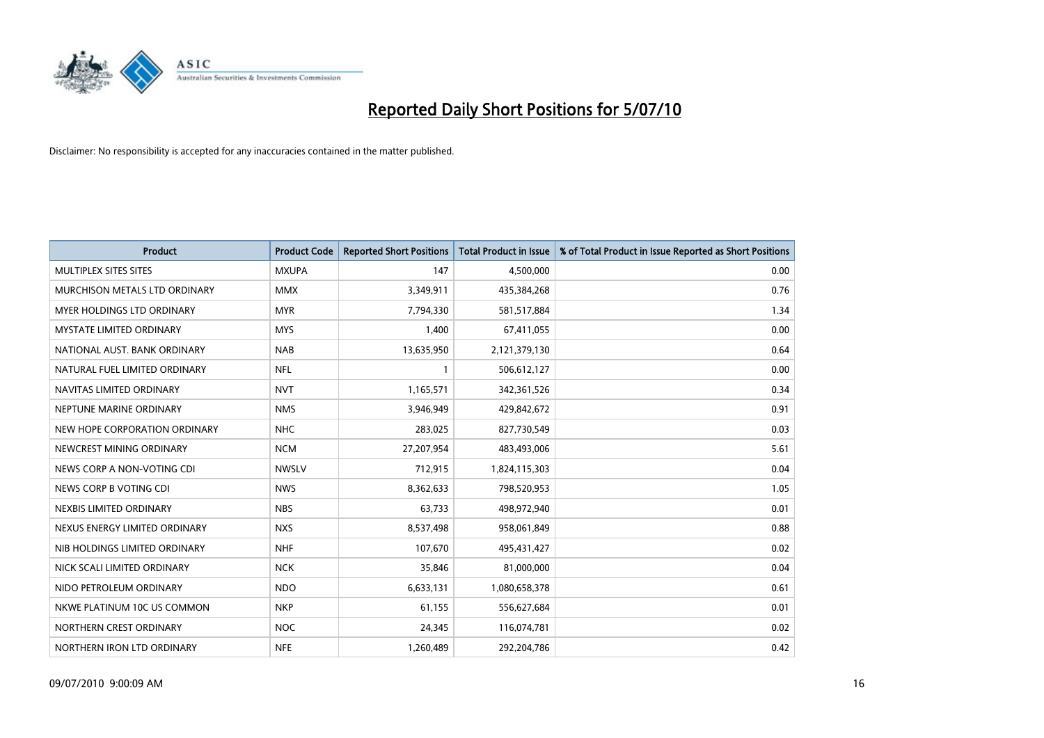# Reported Daily Short Positions for 5/07/10

Disclaimer: No responsibility is accepted for any inaccuracies contained in the matter published.

| Product | Product Code | Reported Short Positions | Total Product in Issue | % of Total Product in Issue Reported as Short Positions |
|---|---|---|---|---|
| MULTIPLEX SITES SITES | MXUPA | 147 | 4,500,000 | 0.00 |
| MURCHISON METALS LTD ORDINARY | MMX | 3,349,911 | 435,384,268 | 0.76 |
| MYER HOLDINGS LTD ORDINARY | MYR | 7,794,330 | 581,517,884 | 1.34 |
| MYSTATE LIMITED ORDINARY | MYS | 1,400 | 67,411,055 | 0.00 |
| NATIONAL AUST. BANK ORDINARY | NAB | 13,635,950 | 2,121,379,130 | 0.64 |
| NATURAL FUEL LIMITED ORDINARY | NFL | 1 | 506,612,127 | 0.00 |
| NAVITAS LIMITED ORDINARY | NVT | 1,165,571 | 342,361,526 | 0.34 |
| NEPTUNE MARINE ORDINARY | NMS | 3,946,949 | 429,842,672 | 0.91 |
| NEW HOPE CORPORATION ORDINARY | NHC | 283,025 | 827,730,549 | 0.03 |
| NEWCREST MINING ORDINARY | NCM | 27,207,954 | 483,493,006 | 5.61 |
| NEWS CORP A NON-VOTING CDI | NWSLV | 712,915 | 1,824,115,303 | 0.04 |
| NEWS CORP B VOTING CDI | NWS | 8,362,633 | 798,520,953 | 1.05 |
| NEXBIS LIMITED ORDINARY | NBS | 63,733 | 498,972,940 | 0.01 |
| NEXUS ENERGY LIMITED ORDINARY | NXS | 8,537,498 | 958,061,849 | 0.88 |
| NIB HOLDINGS LIMITED ORDINARY | NHF | 107,670 | 495,431,427 | 0.02 |
| NICK SCALI LIMITED ORDINARY | NCK | 35,846 | 81,000,000 | 0.04 |
| NIDO PETROLEUM ORDINARY | NDO | 6,633,131 | 1,080,658,378 | 0.61 |
| NKWE PLATINUM 10C US COMMON | NKP | 61,155 | 556,627,684 | 0.01 |
| NORTHERN CREST ORDINARY | NOC | 24,345 | 116,074,781 | 0.02 |
| NORTHERN IRON LTD ORDINARY | NFE | 1,260,489 | 292,204,786 | 0.42 |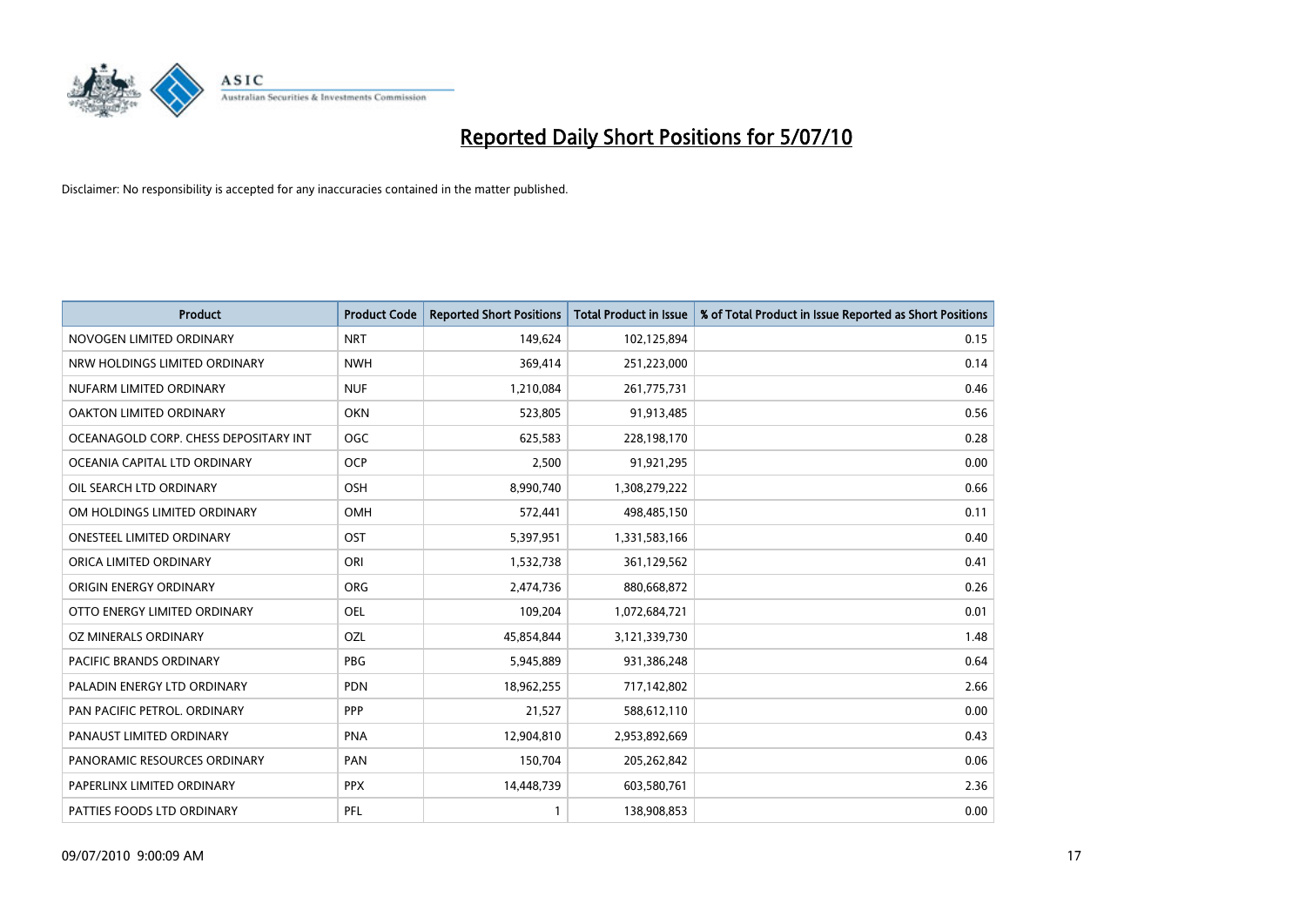# Reported Daily Short Positions for 5/07/10

Disclaimer: No responsibility is accepted for any inaccuracies contained in the matter published.

| Product | Product Code | Reported Short Positions | Total Product in Issue | % of Total Product in Issue Reported as Short Positions |
|---|---|---|---|---|
| NOVOGEN LIMITED ORDINARY | NRT | 149,624 | 102,125,894 | 0.15 |
| NRW HOLDINGS LIMITED ORDINARY | NWH | 369,414 | 251,223,000 | 0.14 |
| NUFARM LIMITED ORDINARY | NUF | 1,210,084 | 261,775,731 | 0.46 |
| OAKTON LIMITED ORDINARY | OKN | 523,805 | 91,913,485 | 0.56 |
| OCEANAGOLD CORP. CHESS DEPOSITARY INT | OGC | 625,583 | 228,198,170 | 0.28 |
| OCEANIA CAPITAL LTD ORDINARY | OCP | 2,500 | 91,921,295 | 0.00 |
| OIL SEARCH LTD ORDINARY | OSH | 8,990,740 | 1,308,279,222 | 0.66 |
| OM HOLDINGS LIMITED ORDINARY | OMH | 572,441 | 498,485,150 | 0.11 |
| ONESTEEL LIMITED ORDINARY | OST | 5,397,951 | 1,331,583,166 | 0.40 |
| ORICA LIMITED ORDINARY | ORI | 1,532,738 | 361,129,562 | 0.41 |
| ORIGIN ENERGY ORDINARY | ORG | 2,474,736 | 880,668,872 | 0.26 |
| OTTO ENERGY LIMITED ORDINARY | OEL | 109,204 | 1,072,684,721 | 0.01 |
| OZ MINERALS ORDINARY | OZL | 45,854,844 | 3,121,339,730 | 1.48 |
| PACIFIC BRANDS ORDINARY | PBG | 5,945,889 | 931,386,248 | 0.64 |
| PALADIN ENERGY LTD ORDINARY | PDN | 18,962,255 | 717,142,802 | 2.66 |
| PAN PACIFIC PETROL. ORDINARY | PPP | 21,527 | 588,612,110 | 0.00 |
| PANAUST LIMITED ORDINARY | PNA | 12,904,810 | 2,953,892,669 | 0.43 |
| PANORAMIC RESOURCES ORDINARY | PAN | 150,704 | 205,262,842 | 0.06 |
| PAPERLINX LIMITED ORDINARY | PPX | 14,448,739 | 603,580,761 | 2.36 |
| PATTIES FOODS LTD ORDINARY | PFL | 1 | 138,908,853 | 0.00 |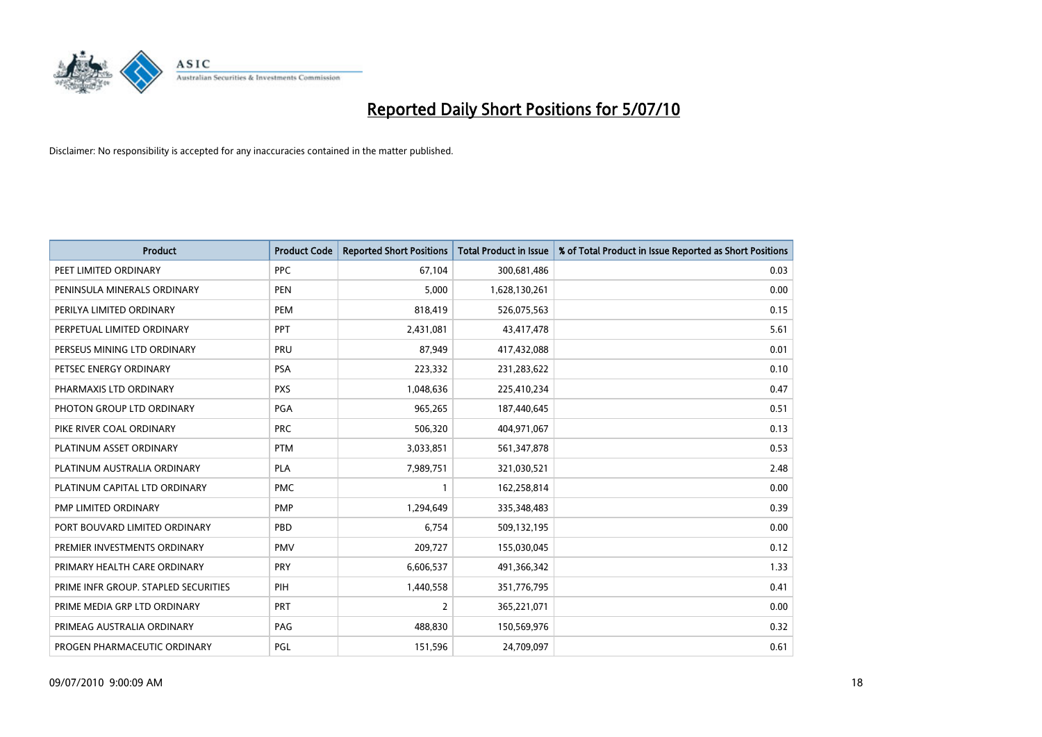# Reported Daily Short Positions for 5/07/10

Disclaimer: No responsibility is accepted for any inaccuracies contained in the matter published.

| Product | Product Code | Reported Short Positions | Total Product in Issue | % of Total Product in Issue Reported as Short Positions |
|---|---|---|---|---|
| PEET LIMITED ORDINARY | PPC | 67,104 | 300,681,486 | 0.03 |
| PENINSULA MINERALS ORDINARY | PEN | 5,000 | 1,628,130,261 | 0.00 |
| PERILYA LIMITED ORDINARY | PEM | 818,419 | 526,075,563 | 0.15 |
| PERPETUAL LIMITED ORDINARY | PPT | 2,431,081 | 43,417,478 | 5.61 |
| PERSEUS MINING LTD ORDINARY | PRU | 87,949 | 417,432,088 | 0.01 |
| PETSEC ENERGY ORDINARY | PSA | 223,332 | 231,283,622 | 0.10 |
| PHARMAXIS LTD ORDINARY | PXS | 1,048,636 | 225,410,234 | 0.47 |
| PHOTON GROUP LTD ORDINARY | PGA | 965,265 | 187,440,645 | 0.51 |
| PIKE RIVER COAL ORDINARY | PRC | 506,320 | 404,971,067 | 0.13 |
| PLATINUM ASSET ORDINARY | PTM | 3,033,851 | 561,347,878 | 0.53 |
| PLATINUM AUSTRALIA ORDINARY | PLA | 7,989,751 | 321,030,521 | 2.48 |
| PLATINUM CAPITAL LTD ORDINARY | PMC | 1 | 162,258,814 | 0.00 |
| PMP LIMITED ORDINARY | PMP | 1,294,649 | 335,348,483 | 0.39 |
| PORT BOUVARD LIMITED ORDINARY | PBD | 6,754 | 509,132,195 | 0.00 |
| PREMIER INVESTMENTS ORDINARY | PMV | 209,727 | 155,030,045 | 0.12 |
| PRIMARY HEALTH CARE ORDINARY | PRY | 6,606,537 | 491,366,342 | 1.33 |
| PRIME INFR GROUP. STAPLED SECURITIES | PIH | 1,440,558 | 351,776,795 | 0.41 |
| PRIME MEDIA GRP LTD ORDINARY | PRT | 2 | 365,221,071 | 0.00 |
| PRIMEAG AUSTRALIA ORDINARY | PAG | 488,830 | 150,569,976 | 0.32 |
| PROGEN PHARMACEUTIC ORDINARY | PGL | 151,596 | 24,709,097 | 0.61 |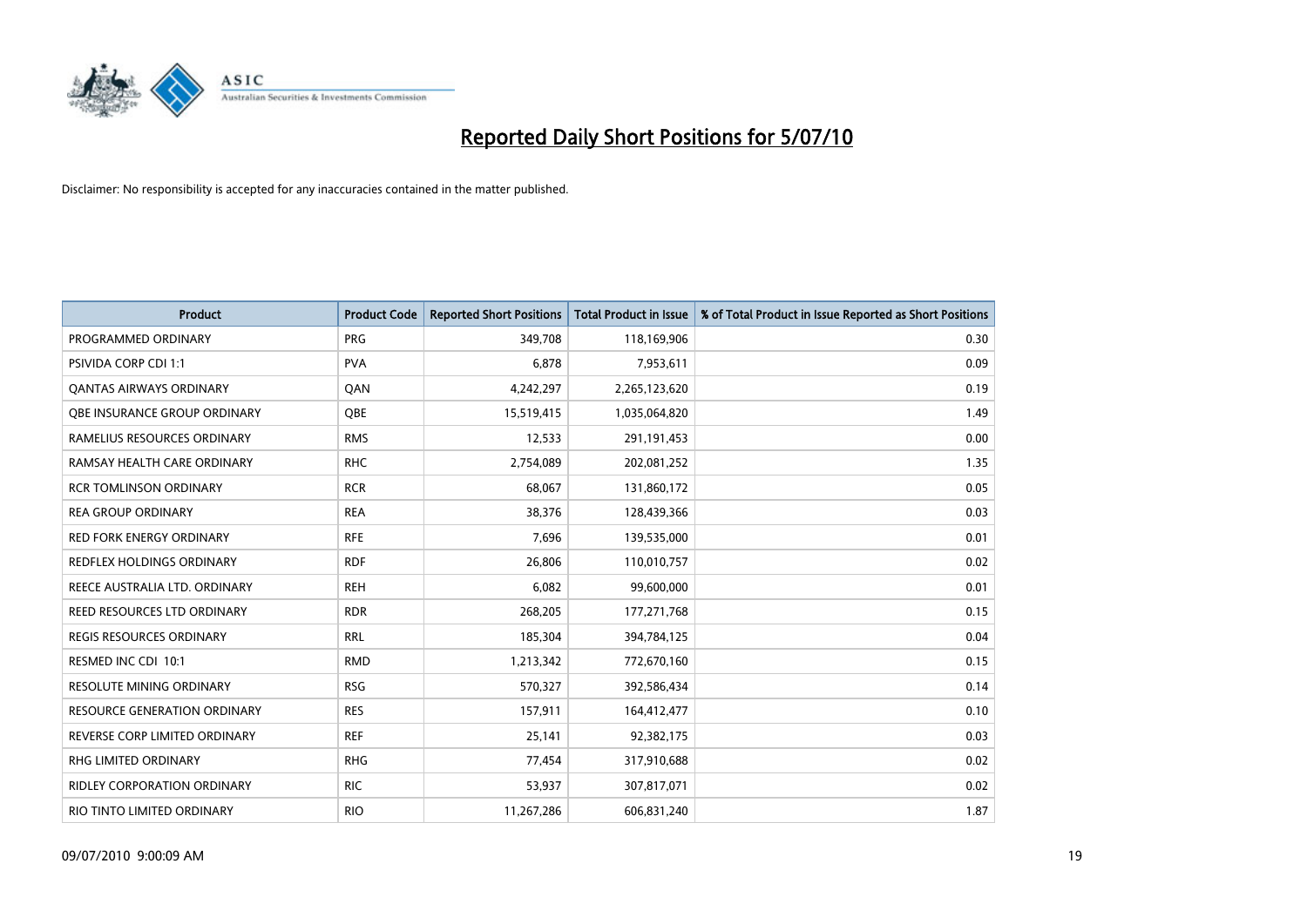# Reported Daily Short Positions for 5/07/10

Disclaimer: No responsibility is accepted for any inaccuracies contained in the matter published.

| Product | Product Code | Reported Short Positions | Total Product in Issue | % of Total Product in Issue Reported as Short Positions |
|---|---|---|---|---|
| PROGRAMMED ORDINARY | PRG | 349,708 | 118,169,906 | 0.30 |
| PSIVIDA CORP CDI 1:1 | PVA | 6,878 | 7,953,611 | 0.09 |
| QANTAS AIRWAYS ORDINARY | QAN | 4,242,297 | 2,265,123,620 | 0.19 |
| QBE INSURANCE GROUP ORDINARY | QBE | 15,519,415 | 1,035,064,820 | 1.49 |
| RAMELIUS RESOURCES ORDINARY | RMS | 12,533 | 291,191,453 | 0.00 |
| RAMSAY HEALTH CARE ORDINARY | RHC | 2,754,089 | 202,081,252 | 1.35 |
| RCR TOMLINSON ORDINARY | RCR | 68,067 | 131,860,172 | 0.05 |
| REA GROUP ORDINARY | REA | 38,376 | 128,439,366 | 0.03 |
| RED FORK ENERGY ORDINARY | RFE | 7,696 | 139,535,000 | 0.01 |
| REDFLEX HOLDINGS ORDINARY | RDF | 26,806 | 110,010,757 | 0.02 |
| REECE AUSTRALIA LTD. ORDINARY | REH | 6,082 | 99,600,000 | 0.01 |
| REED RESOURCES LTD ORDINARY | RDR | 268,205 | 177,271,768 | 0.15 |
| REGIS RESOURCES ORDINARY | RRL | 185,304 | 394,784,125 | 0.04 |
| RESMED INC CDI 10:1 | RMD | 1,213,342 | 772,670,160 | 0.15 |
| RESOLUTE MINING ORDINARY | RSG | 570,327 | 392,586,434 | 0.14 |
| RESOURCE GENERATION ORDINARY | RES | 157,911 | 164,412,477 | 0.10 |
| REVERSE CORP LIMITED ORDINARY | REF | 25,141 | 92,382,175 | 0.03 |
| RHG LIMITED ORDINARY | RHG | 77,454 | 317,910,688 | 0.02 |
| RIDLEY CORPORATION ORDINARY | RIC | 53,937 | 307,817,071 | 0.02 |
| RIO TINTO LIMITED ORDINARY | RIO | 11,267,286 | 606,831,240 | 1.87 |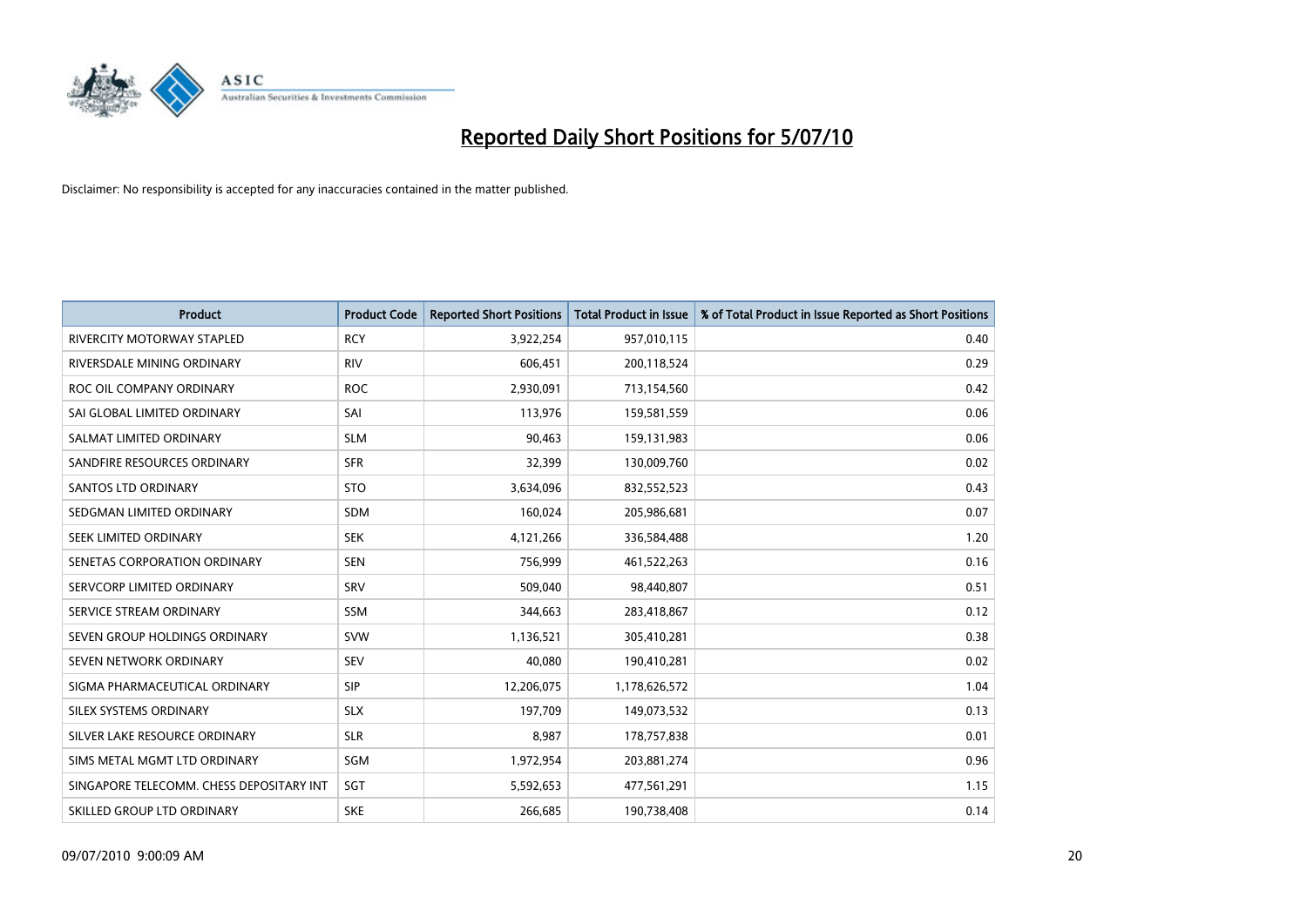# Reported Daily Short Positions for 5/07/10

Disclaimer: No responsibility is accepted for any inaccuracies contained in the matter published.

| Product | Product Code | Reported Short Positions | Total Product in Issue | % of Total Product in Issue Reported as Short Positions |
|---|---|---|---|---|
| RIVERCITY MOTORWAY STAPLED | RCY | 3,922,254 | 957,010,115 | 0.40 |
| RIVERSDALE MINING ORDINARY | RIV | 606,451 | 200,118,524 | 0.29 |
| ROC OIL COMPANY ORDINARY | ROC | 2,930,091 | 713,154,560 | 0.42 |
| SAI GLOBAL LIMITED ORDINARY | SAI | 113,976 | 159,581,559 | 0.06 |
| SALMAT LIMITED ORDINARY | SLM | 90,463 | 159,131,983 | 0.06 |
| SANDFIRE RESOURCES ORDINARY | SFR | 32,399 | 130,009,760 | 0.02 |
| SANTOS LTD ORDINARY | STO | 3,634,096 | 832,552,523 | 0.43 |
| SEDGMAN LIMITED ORDINARY | SDM | 160,024 | 205,986,681 | 0.07 |
| SEEK LIMITED ORDINARY | SEK | 4,121,266 | 336,584,488 | 1.20 |
| SENETAS CORPORATION ORDINARY | SEN | 756,999 | 461,522,263 | 0.16 |
| SERVCORP LIMITED ORDINARY | SRV | 509,040 | 98,440,807 | 0.51 |
| SERVICE STREAM ORDINARY | SSM | 344,663 | 283,418,867 | 0.12 |
| SEVEN GROUP HOLDINGS ORDINARY | SVW | 1,136,521 | 305,410,281 | 0.38 |
| SEVEN NETWORK ORDINARY | SEV | 40,080 | 190,410,281 | 0.02 |
| SIGMA PHARMACEUTICAL ORDINARY | SIP | 12,206,075 | 1,178,626,572 | 1.04 |
| SILEX SYSTEMS ORDINARY | SLX | 197,709 | 149,073,532 | 0.13 |
| SILVER LAKE RESOURCE ORDINARY | SLR | 8,987 | 178,757,838 | 0.01 |
| SIMS METAL MGMT LTD ORDINARY | SGM | 1,972,954 | 203,881,274 | 0.96 |
| SINGAPORE TELECOMM. CHESS DEPOSITARY INT | SGT | 5,592,653 | 477,561,291 | 1.15 |
| SKILLED GROUP LTD ORDINARY | SKE | 266,685 | 190,738,408 | 0.14 |

09/07/2010 9:00:09 AM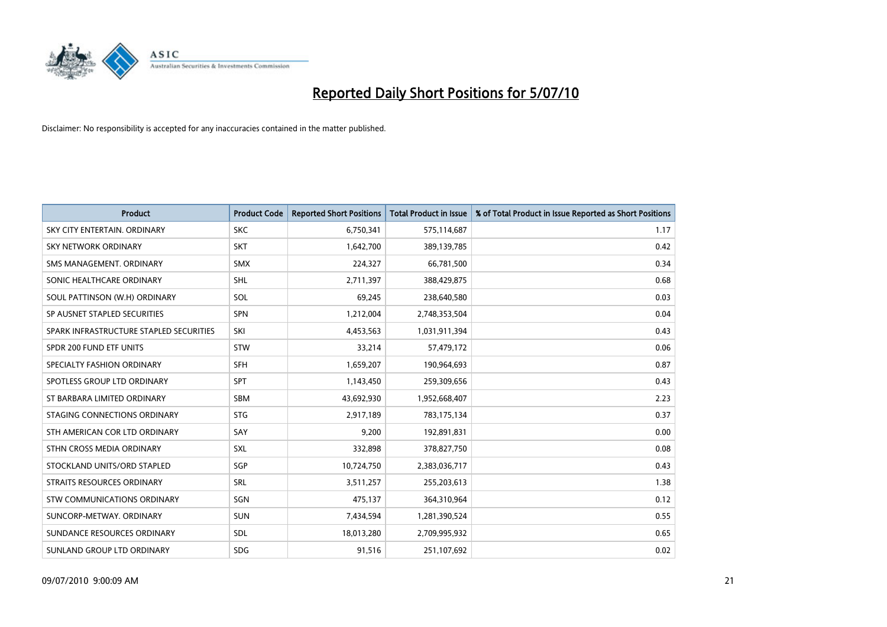# Reported Daily Short Positions for 5/07/10

Disclaimer: No responsibility is accepted for any inaccuracies contained in the matter published.

| Product | Product Code | Reported Short Positions | Total Product in Issue | % of Total Product in Issue Reported as Short Positions |
|---|---|---|---|---|
| SKY CITY ENTERTAIN. ORDINARY | SKC | 6,750,341 | 575,114,687 | 1.17 |
| SKY NETWORK ORDINARY | SKT | 1,642,700 | 389,139,785 | 0.42 |
| SMS MANAGEMENT. ORDINARY | SMX | 224,327 | 66,781,500 | 0.34 |
| SONIC HEALTHCARE ORDINARY | SHL | 2,711,397 | 388,429,875 | 0.68 |
| SOUL PATTINSON (W.H) ORDINARY | SOL | 69,245 | 238,640,580 | 0.03 |
| SP AUSNET STAPLED SECURITIES | SPN | 1,212,004 | 2,748,353,504 | 0.04 |
| SPARK INFRASTRUCTURE STAPLED SECURITIES | SKI | 4,453,563 | 1,031,911,394 | 0.43 |
| SPDR 200 FUND ETF UNITS | STW | 33,214 | 57,479,172 | 0.06 |
| SPECIALTY FASHION ORDINARY | SFH | 1,659,207 | 190,964,693 | 0.87 |
| SPOTLESS GROUP LTD ORDINARY | SPT | 1,143,450 | 259,309,656 | 0.43 |
| ST BARBARA LIMITED ORDINARY | SBM | 43,692,930 | 1,952,668,407 | 2.23 |
| STAGING CONNECTIONS ORDINARY | STG | 2,917,189 | 783,175,134 | 0.37 |
| STH AMERICAN COR LTD ORDINARY | SAY | 9,200 | 192,891,831 | 0.00 |
| STHN CROSS MEDIA ORDINARY | SXL | 332,898 | 378,827,750 | 0.08 |
| STOCKLAND UNITS/ORD STAPLED | SGP | 10,724,750 | 2,383,036,717 | 0.43 |
| STRAITS RESOURCES ORDINARY | SRL | 3,511,257 | 255,203,613 | 1.38 |
| STW COMMUNICATIONS ORDINARY | SGN | 475,137 | 364,310,964 | 0.12 |
| SUNCORP-METWAY. ORDINARY | SUN | 7,434,594 | 1,281,390,524 | 0.55 |
| SUNDANCE RESOURCES ORDINARY | SDL | 18,013,280 | 2,709,995,932 | 0.65 |
| SUNLAND GROUP LTD ORDINARY | SDG | 91,516 | 251,107,692 | 0.02 |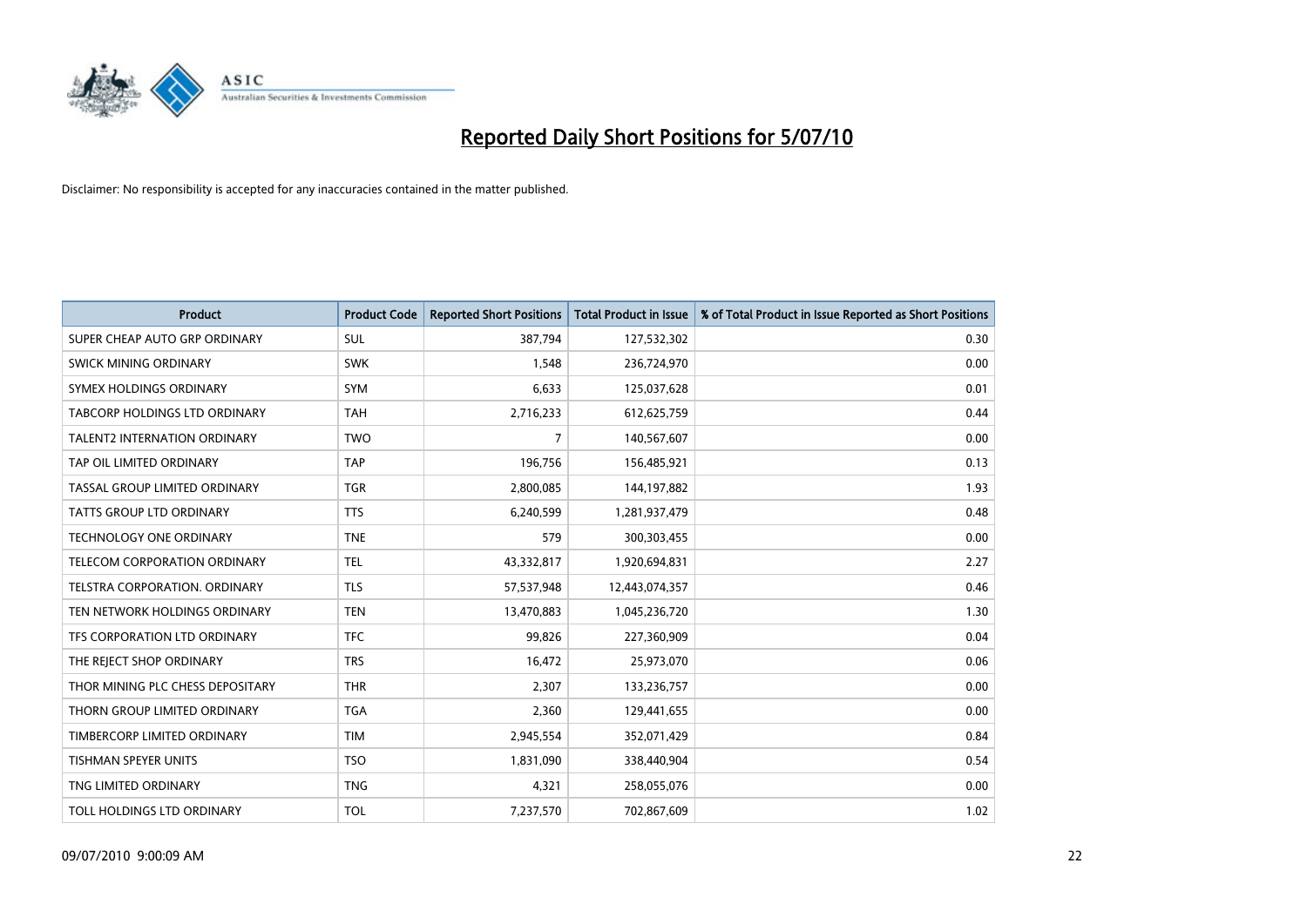# Reported Daily Short Positions for 5/07/10

Disclaimer: No responsibility is accepted for any inaccuracies contained in the matter published.

| Product | Product Code | Reported Short Positions | Total Product in Issue | % of Total Product in Issue Reported as Short Positions |
|---|---|---|---|---|
| SUPER CHEAP AUTO GRP ORDINARY | SUL | 387,794 | 127,532,302 | 0.30 |
| SWICK MINING ORDINARY | SWK | 1,548 | 236,724,970 | 0.00 |
| SYMEX HOLDINGS ORDINARY | SYM | 6,633 | 125,037,628 | 0.01 |
| TABCORP HOLDINGS LTD ORDINARY | TAH | 2,716,233 | 612,625,759 | 0.44 |
| TALENT2 INTERNATION ORDINARY | TWO | 7 | 140,567,607 | 0.00 |
| TAP OIL LIMITED ORDINARY | TAP | 196,756 | 156,485,921 | 0.13 |
| TASSAL GROUP LIMITED ORDINARY | TGR | 2,800,085 | 144,197,882 | 1.93 |
| TATTS GROUP LTD ORDINARY | TTS | 6,240,599 | 1,281,937,479 | 0.48 |
| TECHNOLOGY ONE ORDINARY | TNE | 579 | 300,303,455 | 0.00 |
| TELECOM CORPORATION ORDINARY | TEL | 43,332,817 | 1,920,694,831 | 2.27 |
| TELSTRA CORPORATION. ORDINARY | TLS | 57,537,948 | 12,443,074,357 | 0.46 |
| TEN NETWORK HOLDINGS ORDINARY | TEN | 13,470,883 | 1,045,236,720 | 1.30 |
| TFS CORPORATION LTD ORDINARY | TFC | 99,826 | 227,360,909 | 0.04 |
| THE REJECT SHOP ORDINARY | TRS | 16,472 | 25,973,070 | 0.06 |
| THOR MINING PLC CHESS DEPOSITARY | THR | 2,307 | 133,236,757 | 0.00 |
| THORN GROUP LIMITED ORDINARY | TGA | 2,360 | 129,441,655 | 0.00 |
| TIMBERCORP LIMITED ORDINARY | TIM | 2,945,554 | 352,071,429 | 0.84 |
| TISHMAN SPEYER UNITS | TSO | 1,831,090 | 338,440,904 | 0.54 |
| TNG LIMITED ORDINARY | TNG | 4,321 | 258,055,076 | 0.00 |
| TOLL HOLDINGS LTD ORDINARY | TOL | 7,237,570 | 702,867,609 | 1.02 |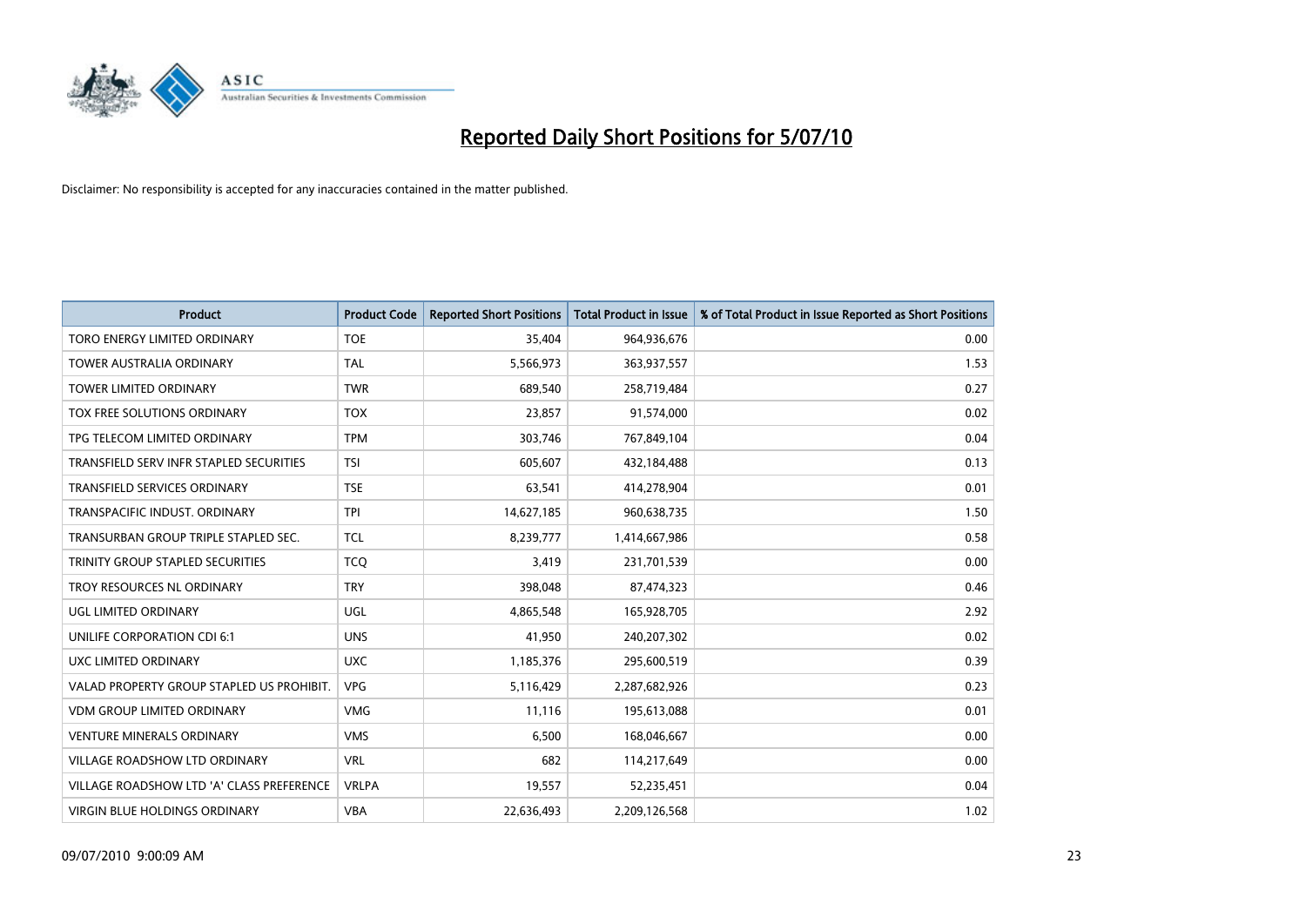# Reported Daily Short Positions for 5/07/10

Disclaimer: No responsibility is accepted for any inaccuracies contained in the matter published.

| Product | Product Code | Reported Short Positions | Total Product in Issue | % of Total Product in Issue Reported as Short Positions |
|---|---|---|---|---|
| TORO ENERGY LIMITED ORDINARY | TOE | 35,404 | 964,936,676 | 0.00 |
| TOWER AUSTRALIA ORDINARY | TAL | 5,566,973 | 363,937,557 | 1.53 |
| TOWER LIMITED ORDINARY | TWR | 689,540 | 258,719,484 | 0.27 |
| TOX FREE SOLUTIONS ORDINARY | TOX | 23,857 | 91,574,000 | 0.02 |
| TPG TELECOM LIMITED ORDINARY | TPM | 303,746 | 767,849,104 | 0.04 |
| TRANSFIELD SERV INFR STAPLED SECURITIES | TSI | 605,607 | 432,184,488 | 0.13 |
| TRANSFIELD SERVICES ORDINARY | TSE | 63,541 | 414,278,904 | 0.01 |
| TRANSPACIFIC INDUST. ORDINARY | TPI | 14,627,185 | 960,638,735 | 1.50 |
| TRANSURBAN GROUP TRIPLE STAPLED SEC. | TCL | 8,239,777 | 1,414,667,986 | 0.58 |
| TRINITY GROUP STAPLED SECURITIES | TCQ | 3,419 | 231,701,539 | 0.00 |
| TROY RESOURCES NL ORDINARY | TRY | 398,048 | 87,474,323 | 0.46 |
| UGL LIMITED ORDINARY | UGL | 4,865,548 | 165,928,705 | 2.92 |
| UNILIFE CORPORATION CDI 6:1 | UNS | 41,950 | 240,207,302 | 0.02 |
| UXC LIMITED ORDINARY | UXC | 1,185,376 | 295,600,519 | 0.39 |
| VALAD PROPERTY GROUP STAPLED US PROHIBIT. | VPG | 5,116,429 | 2,287,682,926 | 0.23 |
| VDM GROUP LIMITED ORDINARY | VMG | 11,116 | 195,613,088 | 0.01 |
| VENTURE MINERALS ORDINARY | VMS | 6,500 | 168,046,667 | 0.00 |
| VILLAGE ROADSHOW LTD ORDINARY | VRL | 682 | 114,217,649 | 0.00 |
| VILLAGE ROADSHOW LTD 'A' CLASS PREFERENCE | VRLPA | 19,557 | 52,235,451 | 0.04 |
| VIRGIN BLUE HOLDINGS ORDINARY | VBA | 22,636,493 | 2,209,126,568 | 1.02 |

09/07/2010 9:00:09 AM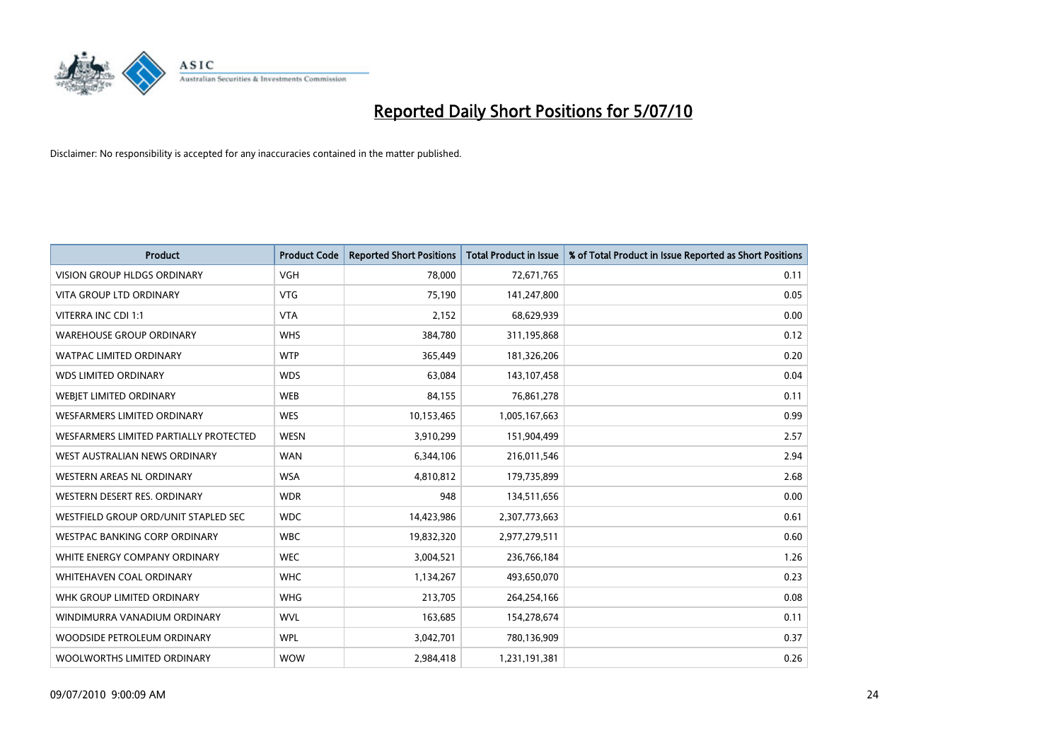# Reported Daily Short Positions for 5/07/10

Disclaimer: No responsibility is accepted for any inaccuracies contained in the matter published.

| Product | Product Code | Reported Short Positions | Total Product in Issue | % of Total Product in Issue Reported as Short Positions |
|---|---|---|---|---|
| VISION GROUP HLDGS ORDINARY | VGH | 78,000 | 72,671,765 | 0.11 |
| VITA GROUP LTD ORDINARY | VTG | 75,190 | 141,247,800 | 0.05 |
| VITERRA INC CDI 1:1 | VTA | 2,152 | 68,629,939 | 0.00 |
| WAREHOUSE GROUP ORDINARY | WHS | 384,780 | 311,195,868 | 0.12 |
| WATPAC LIMITED ORDINARY | WTP | 365,449 | 181,326,206 | 0.20 |
| WDS LIMITED ORDINARY | WDS | 63,084 | 143,107,458 | 0.04 |
| WEBJET LIMITED ORDINARY | WEB | 84,155 | 76,861,278 | 0.11 |
| WESFARMERS LIMITED ORDINARY | WES | 10,153,465 | 1,005,167,663 | 0.99 |
| WESFARMERS LIMITED PARTIALLY PROTECTED | WESN | 3,910,299 | 151,904,499 | 2.57 |
| WEST AUSTRALIAN NEWS ORDINARY | WAN | 6,344,106 | 216,011,546 | 2.94 |
| WESTERN AREAS NL ORDINARY | WSA | 4,810,812 | 179,735,899 | 2.68 |
| WESTERN DESERT RES. ORDINARY | WDR | 948 | 134,511,656 | 0.00 |
| WESTFIELD GROUP ORD/UNIT STAPLED SEC | WDC | 14,423,986 | 2,307,773,663 | 0.61 |
| WESTPAC BANKING CORP ORDINARY | WBC | 19,832,320 | 2,977,279,511 | 0.60 |
| WHITE ENERGY COMPANY ORDINARY | WEC | 3,004,521 | 236,766,184 | 1.26 |
| WHITEHAVEN COAL ORDINARY | WHC | 1,134,267 | 493,650,070 | 0.23 |
| WHK GROUP LIMITED ORDINARY | WHG | 213,705 | 264,254,166 | 0.08 |
| WINDIMURRA VANADIUM ORDINARY | WVL | 163,685 | 154,278,674 | 0.11 |
| WOODSIDE PETROLEUM ORDINARY | WPL | 3,042,701 | 780,136,909 | 0.37 |
| WOOLWORTHS LIMITED ORDINARY | WOW | 2,984,418 | 1,231,191,381 | 0.26 |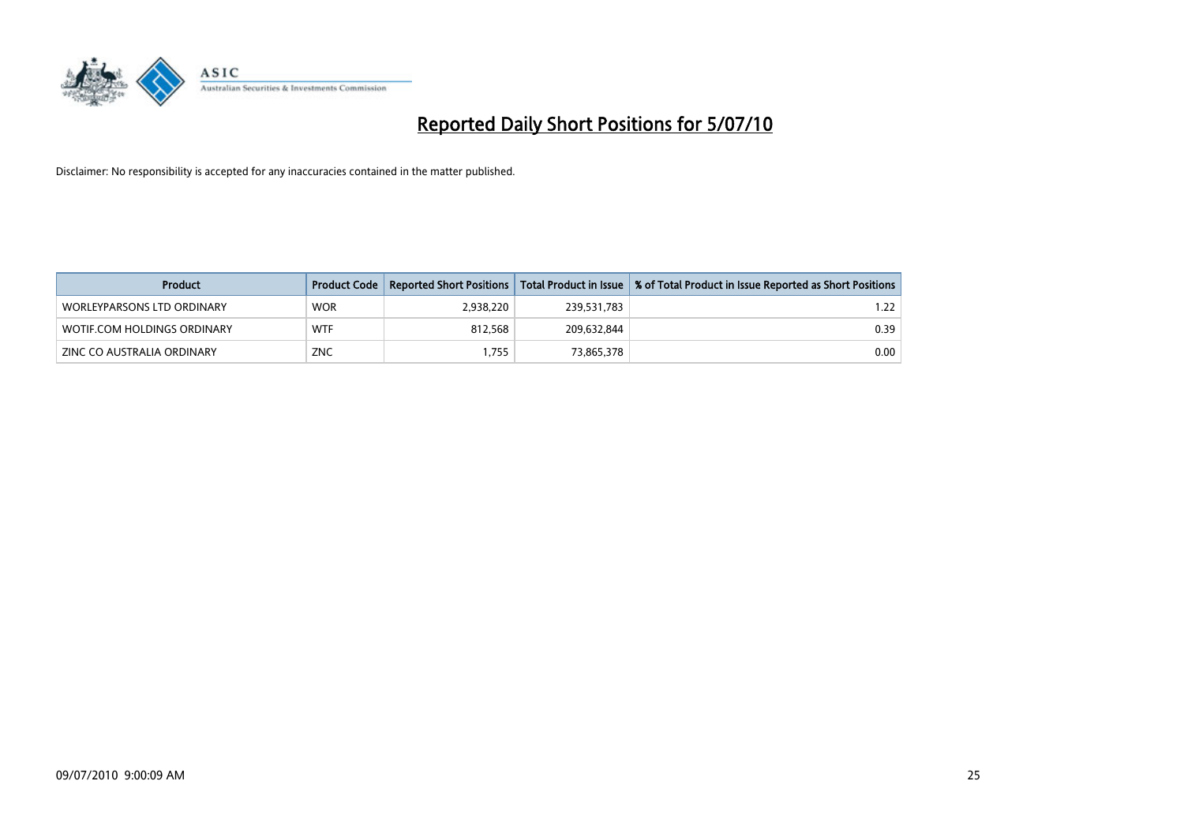# Reported Daily Short Positions for 5/07/10

Disclaimer: No responsibility is accepted for any inaccuracies contained in the matter published.

| Product | Product Code | Reported Short Positions | Total Product in Issue | % of Total Product in Issue Reported as Short Positions |
|---|---|---|---|---|
| WORLEYPARSONS LTD ORDINARY | WOR | 2,938,220 | 239,531,783 | 1.22 |
| WOTIF.COM HOLDINGS ORDINARY | WTF | 812,568 | 209,632,844 | 0.39 |
| ZINC CO AUSTRALIA ORDINARY | ZNC | 1,755 | 73,865,378 | 0.00 |

09/07/2010 9:00:09 AM